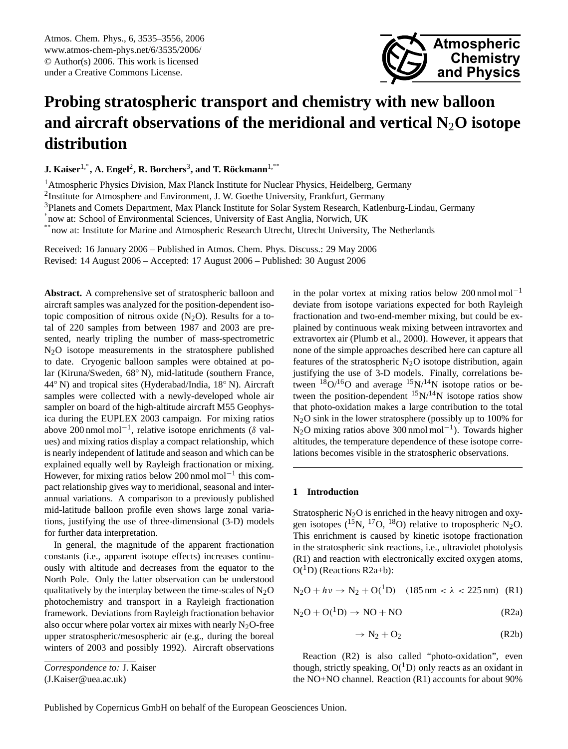# Probing stratospheric transport and chemistry with new balloon and aircraft observations of the meridional and vertical $N_2O$ isotope distribution

**J. Kaiser**[1,*], **A. Engel**[2], **R. Borchers**[3], **and T. Röckmann**[1,**]

[1] Atmospheric Physics Division, Max Planck Institute for Nuclear Physics, Heidelberg, Germany

[2] Institute for Atmosphere and Environment, J. W. Goethe University, Frankfurt, Germany

[3] Planets and Comets Department, Max Planck Institute for Solar System Research, Katlenburg-Lindau, Germany

[*] now at: School of Environmental Sciences, University of East Anglia, Norwich, UK

[**] now at: Institute for Marine and Atmospheric Research Utrecht, Utrecht University, The Netherlands

Received: 16 January 2006 – Published in Atmos. Chem. Phys. Discuss.: 29 May 2006
Revised: 14 August 2006 – Accepted: 17 August 2006 – Published: 30 August 2006

**Abstract.** A comprehensive set of stratospheric balloon and aircraft samples was analyzed for the position-dependent isotopic composition of nitrous oxide ($N_2O$). Results for a total of 220 samples from between 1987 and 2003 are presented, nearly tripling the number of mass-spectrometric $N_2O$ isotope measurements in the stratosphere published to date. Cryogenic balloon samples were obtained at polar (Kiruna/Sweden, 68° N), mid-latitude (southern France, 44° N) and tropical sites (Hyderabad/India, 18° N). Aircraft samples were collected with a newly-developed whole air sampler on board of the high-altitude aircraft M55 Geophysica during the EUPLEX 2003 campaign. For mixing ratios above 200 nmol mol$^{-1}$, relative isotope enrichments ($\delta$ values) and mixing ratios display a compact relationship, which is nearly independent of latitude and season and which can be explained equally well by Rayleigh fractionation or mixing. However, for mixing ratios below 200 nmol mol$^{-1}$ this compact relationship gives way to meridional, seasonal and interannual variations. A comparison to a previously published mid-latitude balloon profile even shows large zonal variations, justifying the use of three-dimensional (3-D) models for further data interpretation.

In general, the magnitude of the apparent fractionation constants (i.e., apparent isotope effects) increases continuously with altitude and decreases from the equator to the North Pole. Only the latter observation can be understood qualitatively by the interplay between the time-scales of $N_2O$ photochemistry and transport in a Rayleigh fractionation framework. Deviations from Rayleigh fractionation behavior also occur where polar vortex air mixes with nearly $N_2O$-free upper stratospheric/mesospheric air (e.g., during the boreal winters of 2003 and possibly 1992). Aircraft observations in the polar vortex at mixing ratios below 200 nmol mol$^{-1}$ deviate from isotope variations expected for both Rayleigh fractionation and two-end-member mixing, but could be explained by continuous weak mixing between intravortex and extravortex air (Plumb et al., 2000). However, it appears that none of the simple approaches described here can capture all features of the stratospheric $N_2O$ isotope distribution, again justifying the use of 3-D models. Finally, correlations between $^{18}O/^{16}O$ and average $^{15}N/^{14}N$ isotope ratios or between the position-dependent $^{15}N/^{14}N$ isotope ratios show that photo-oxidation makes a large contribution to the total $N_2O$ sink in the lower stratosphere (possibly up to 100% for $N_2O$ mixing ratios above 300 nmol mol$^{-1}$). Towards higher altitudes, the temperature dependence of these isotope correlations becomes visible in the stratospheric observations.

*Correspondence to:* J. Kaiser
(J.Kaiser@uea.ac.uk)

## 1 Introduction

Stratospheric $N_2O$ is enriched in the heavy nitrogen and oxygen isotopes ($^{15}N$, $^{17}O$, $^{18}O$) relative to tropospheric $N_2O$. This enrichment is caused by kinetic isotope fractionation in the stratospheric sink reactions, i.e., ultraviolet photolysis (R1) and reaction with electronically excited oxygen atoms, $O(^1D)$ (Reactions R2a+b):

$$N_2O + h\nu \rightarrow N_2 + O(^1D) \quad (185\,\text{nm} < \lambda < 225\,\text{nm}) \quad \text{(R1)}$$

$$N_2O + O(^1D) \rightarrow NO + NO \quad \text{(R2a)}$$

$$\rightarrow N_2 + O_2 \quad \text{(R2b)}$$

Reaction (R2) is also called "photo-oxidation", even though, strictly speaking, $O(^1D)$ only reacts as an oxidant in the NO+NO channel. Reaction (R1) accounts for about 90%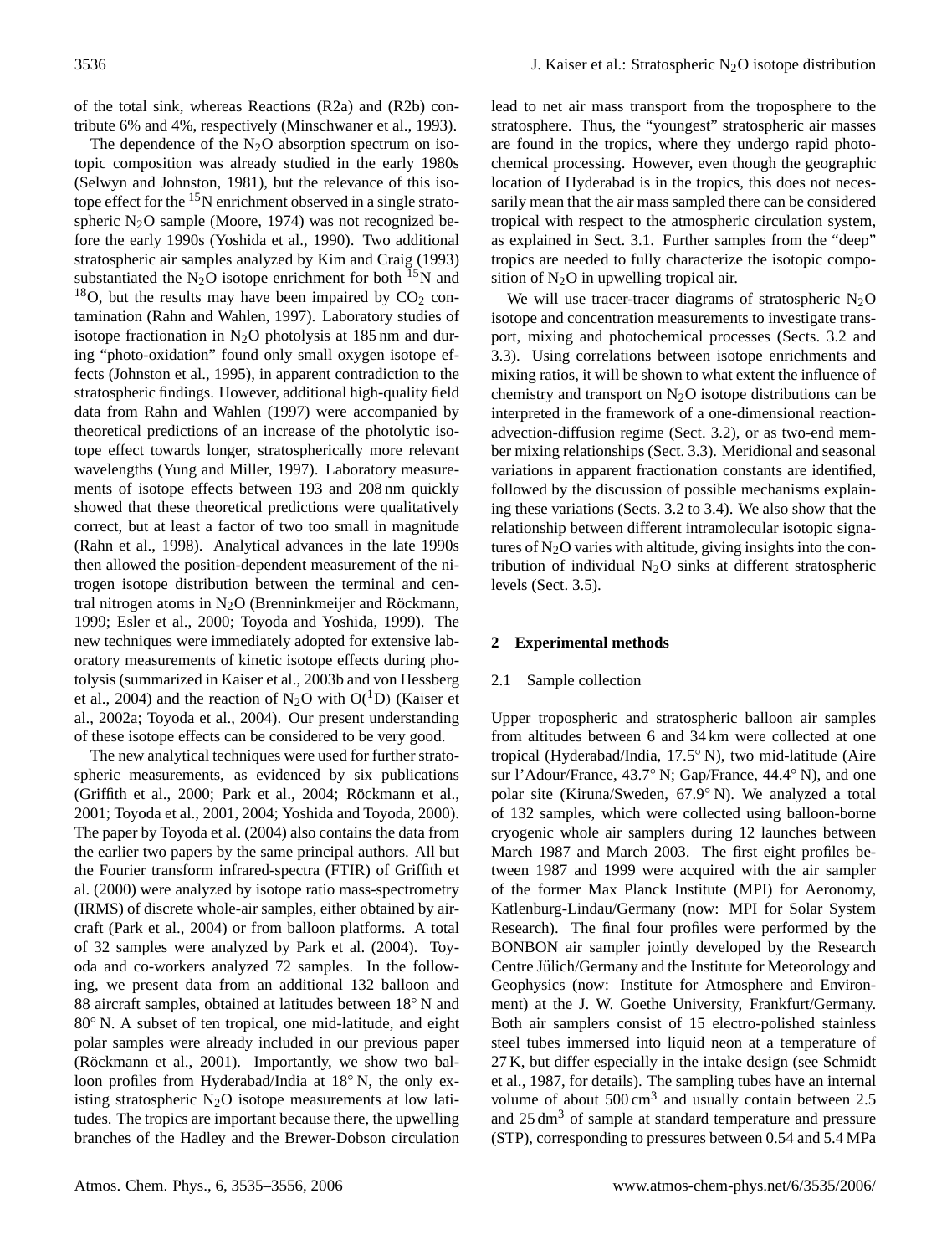of the total sink, whereas Reactions (R2a) and (R2b) contribute 6% and 4%, respectively (Minschwaner et al., 1993).

The dependence of the $N_2O$ absorption spectrum on isotopic composition was already studied in the early 1980s (Selwyn and Johnston, 1981), but the relevance of this isotope effect for the $^{15}N$ enrichment observed in a single stratospheric $N_2O$ sample (Moore, 1974) was not recognized before the early 1990s (Yoshida et al., 1990). Two additional stratospheric air samples analyzed by Kim and Craig (1993) substantiated the $N_2O$ isotope enrichment for both $^{15}N$ and $^{18}O$, but the results may have been impaired by $CO_2$ contamination (Rahn and Wahlen, 1997). Laboratory studies of isotope fractionation in $N_2O$ photolysis at 185 nm and during "photo-oxidation" found only small oxygen isotope effects (Johnston et al., 1995), in apparent contradiction to the stratospheric findings. However, additional high-quality field data from Rahn and Wahlen (1997) were accompanied by theoretical predictions of an increase of the photolytic isotope effect towards longer, stratospherically more relevant wavelengths (Yung and Miller, 1997). Laboratory measurements of isotope effects between 193 and 208 nm quickly showed that these theoretical predictions were qualitatively correct, but at least a factor of two too small in magnitude (Rahn et al., 1998). Analytical advances in the late 1990s then allowed the position-dependent measurement of the nitrogen isotope distribution between the terminal and central nitrogen atoms in $N_2O$ (Brenninkmeijer and Röckmann, 1999; Esler et al., 2000; Toyoda and Yoshida, 1999). The new techniques were immediately adopted for extensive laboratory measurements of kinetic isotope effects during photolysis (summarized in Kaiser et al., 2003b and von Hessberg et al., 2004) and the reaction of $N_2O$ with $O(^1D)$ (Kaiser et al., 2002a; Toyoda et al., 2004). Our present understanding of these isotope effects can be considered to be very good.

The new analytical techniques were used for further stratospheric measurements, as evidenced by six publications (Griffith et al., 2000; Park et al., 2004; Röckmann et al., 2001; Toyoda et al., 2001, 2004; Yoshida and Toyoda, 2000). The paper by Toyoda et al. (2004) also contains the data from the earlier two papers by the same principal authors. All but the Fourier transform infrared-spectra (FTIR) of Griffith et al. (2000) were analyzed by isotope ratio mass-spectrometry (IRMS) of discrete whole-air samples, either obtained by aircraft (Park et al., 2004) or from balloon platforms. A total of 32 samples were analyzed by Park et al. (2004). Toyoda and co-workers analyzed 72 samples. In the following, we present data from an additional 132 balloon and 88 aircraft samples, obtained at latitudes between 18° N and 80° N. A subset of ten tropical, one mid-latitude, and eight polar samples were already included in our previous paper (Röckmann et al., 2001). Importantly, we show two balloon profiles from Hyderabad/India at 18° N, the only existing stratospheric $N_2O$ isotope measurements at low latitudes. The tropics are important because there, the upwelling branches of the Hadley and the Brewer-Dobson circulation lead to net air mass transport from the troposphere to the stratosphere. Thus, the "youngest" stratospheric air masses are found in the tropics, where they undergo rapid photochemical processing. However, even though the geographic location of Hyderabad is in the tropics, this does not necessarily mean that the air mass sampled there can be considered tropical with respect to the atmospheric circulation system, as explained in Sect. 3.1. Further samples from the "deep" tropics are needed to fully characterize the isotopic composition of $N_2O$ in upwelling tropical air.

We will use tracer-tracer diagrams of stratospheric $N_2O$ isotope and concentration measurements to investigate transport, mixing and photochemical processes (Sects. 3.2 and 3.3). Using correlations between isotope enrichments and mixing ratios, it will be shown to what extent the influence of chemistry and transport on $N_2O$ isotope distributions can be interpreted in the framework of a one-dimensional reaction-advection-diffusion regime (Sect. 3.2), or as two-end member mixing relationships (Sect. 3.3). Meridional and seasonal variations in apparent fractionation constants are identified, followed by the discussion of possible mechanisms explaining these variations (Sects. 3.2 to 3.4). We also show that the relationship between different intramolecular isotopic signatures of $N_2O$ varies with altitude, giving insights into the contribution of individual $N_2O$ sinks at different stratospheric levels (Sect. 3.5).

## 2 Experimental methods

### 2.1 Sample collection

Upper tropospheric and stratospheric balloon air samples from altitudes between 6 and 34 km were collected at one tropical (Hyderabad/India, 17.5° N), two mid-latitude (Aire sur l'Adour/France, 43.7° N; Gap/France, 44.4° N), and one polar site (Kiruna/Sweden, 67.9° N). We analyzed a total of 132 samples, which were collected using balloon-borne cryogenic whole air samplers during 12 launches between March 1987 and March 2003. The first eight profiles between 1987 and 1999 were acquired with the air sampler of the former Max Planck Institute (MPI) for Aeronomy, Katlenburg-Lindau/Germany (now: MPI for Solar System Research). The final four profiles were performed by the BONBON air sampler jointly developed by the Research Centre Jülich/Germany and the Institute for Meteorology and Geophysics (now: Institute for Atmosphere and Environment) at the J. W. Goethe University, Frankfurt/Germany. Both air samplers consist of 15 electro-polished stainless steel tubes immersed into liquid neon at a temperature of 27 K, but differ especially in the intake design (see Schmidt et al., 1987, for details). The sampling tubes have an internal volume of about 500 $cm^3$ and usually contain between 2.5 and 25 $dm^3$ of sample at standard temperature and pressure (STP), corresponding to pressures between 0.54 and 5.4 MPa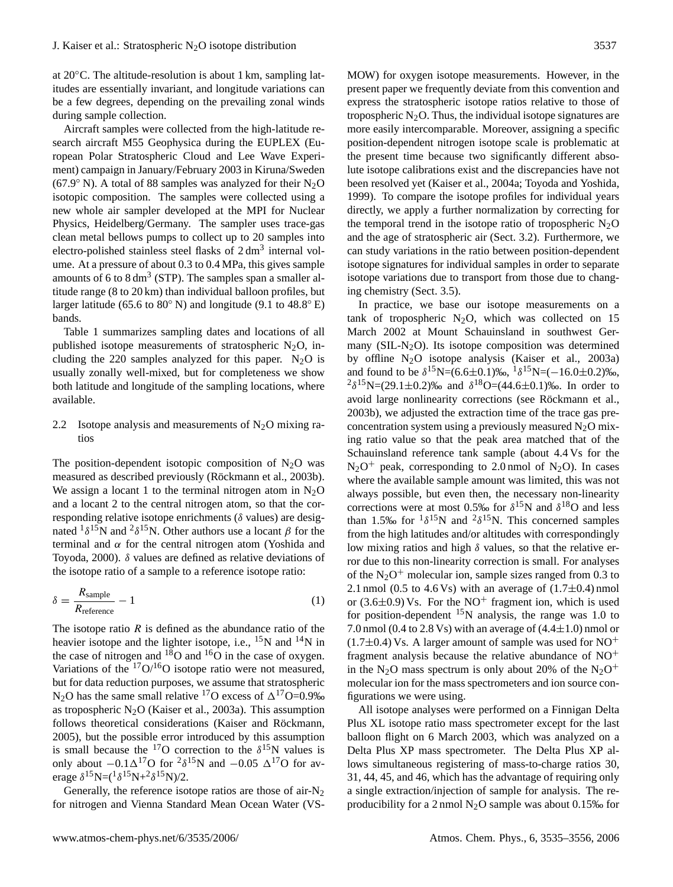at 20°C. The altitude-resolution is about 1 km, sampling latitudes are essentially invariant, and longitude variations can be a few degrees, depending on the prevailing zonal winds during sample collection.

Aircraft samples were collected from the high-latitude research aircraft M55 Geophysica during the EUPLEX (European Polar Stratospheric Cloud and Lee Wave Experiment) campaign in January/February 2003 in Kiruna/Sweden (67.9° N). A total of 88 samples was analyzed for their $N_2O$ isotopic composition. The samples were collected using a new whole air sampler developed at the MPI for Nuclear Physics, Heidelberg/Germany. The sampler uses trace-gas clean metal bellows pumps to collect up to 20 samples into electro-polished stainless steel flasks of 2 $dm^3$ internal volume. At a pressure of about 0.3 to 0.4 MPa, this gives sample amounts of 6 to 8 $dm^3$ (STP). The samples span a smaller altitude range (8 to 20 km) than individual balloon profiles, but larger latitude (65.6 to 80° N) and longitude (9.1 to 48.8° E) bands.

Table 1 summarizes sampling dates and locations of all published isotope measurements of stratospheric $N_2O$, including the 220 samples analyzed for this paper. $N_2O$ is usually zonally well-mixed, but for completeness we show both latitude and longitude of the sampling locations, where available.

### 2.2 Isotope analysis and measurements of $N_2O$ mixing ratios

The position-dependent isotopic composition of $N_2O$ was measured as described previously (Röckmann et al., 2003b). We assign a locant 1 to the terminal nitrogen atom in $N_2O$ and a locant 2 to the central nitrogen atom, so that the corresponding relative isotope enrichments ($\delta$ values) are designated $^1\delta^{15}N$ and $^2\delta^{15}N$. Other authors use a locant $\beta$ for the terminal and $\alpha$ for the central nitrogen atom (Yoshida and Toyoda, 2000). $\delta$ values are defined as relative deviations of the isotope ratio of a sample to a reference isotope ratio:

$$\delta = \frac{R_{\text{sample}}}{R_{\text{reference}}} - 1 \tag{1}$$

The isotope ratio $R$ is defined as the abundance ratio of the heavier isotope and the lighter isotope, i.e., $^{15}N$ and $^{14}N$ in the case of nitrogen and $^{18}O$ and $^{16}O$ in the case of oxygen. Variations of the $^{17}O/^{16}O$ isotope ratio were not measured, but for data reduction purposes, we assume that stratospheric $N_2O$ has the same small relative $^{17}O$ excess of $\Delta^{17}O$=0.9‰ as tropospheric $N_2O$ (Kaiser et al., 2003a). This assumption follows theoretical considerations (Kaiser and Röckmann, 2005), but the possible error introduced by this assumption is small because the $^{17}O$ correction to the $\delta^{15}N$ values is only about $-0.1\Delta^{17}O$ for $^2\delta^{15}N$ and $-0.05\ \Delta^{17}O$ for average $\delta^{15}N=(^1\delta^{15}N+^2\delta^{15}N)/2$.

Generally, the reference isotope ratios are those of air-$N_2$ for nitrogen and Vienna Standard Mean Ocean Water (VSMOW) for oxygen isotope measurements. However, in the present paper we frequently deviate from this convention and express the stratospheric isotope ratios relative to those of tropospheric $N_2O$. Thus, the individual isotope signatures are more easily intercomparable. Moreover, assigning a specific position-dependent nitrogen isotope scale is problematic at the present time because two significantly different absolute isotope calibrations exist and the discrepancies have not been resolved yet (Kaiser et al., 2004a; Toyoda and Yoshida, 1999). To compare the isotope profiles for individual years directly, we apply a further normalization by correcting for the temporal trend in the isotope ratio of tropospheric $N_2O$ and the age of stratospheric air (Sect. 3.2). Furthermore, we can study variations in the ratio between position-dependent isotope signatures for individual samples in order to separate isotope variations due to transport from those due to changing chemistry (Sect. 3.5).

In practice, we base our isotope measurements on a tank of tropospheric $N_2O$, which was collected on 15 March 2002 at Mount Schauinsland in southwest Germany (SIL-$N_2O$). Its isotope composition was determined by offline $N_2O$ isotope analysis (Kaiser et al., 2003a) and found to be $\delta^{15}N$=(6.6±0.1)‰, $^1\delta^{15}N$=(−16.0±0.2)‰, $^2\delta^{15}N$=(29.1±0.2)‰ and $\delta^{18}O$=(44.6±0.1)‰. In order to avoid large nonlinearity corrections (see Röckmann et al., 2003b), we adjusted the extraction time of the trace gas preconcentration system using a previously measured $N_2O$ mixing ratio value so that the peak area matched that of the Schauinsland reference tank sample (about 4.4 Vs for the $N_2O^+$ peak, corresponding to 2.0 nmol of $N_2O$). In cases where the available sample amount was limited, this was not always possible, but even then, the necessary non-linearity corrections were at most 0.5‰ for $\delta^{15}N$ and $\delta^{18}O$ and less than 1.5‰ for $^1\delta^{15}N$ and $^2\delta^{15}N$. This concerned samples from the high latitudes and/or altitudes with correspondingly low mixing ratios and high $\delta$ values, so that the relative error due to this non-linearity correction is small. For analyses of the $N_2O^+$ molecular ion, sample sizes ranged from 0.3 to 2.1 nmol (0.5 to 4.6 Vs) with an average of (1.7±0.4) nmol or (3.6±0.9) Vs. For the $NO^+$ fragment ion, which is used for position-dependent $^{15}N$ analysis, the range was 1.0 to 7.0 nmol (0.4 to 2.8 Vs) with an average of (4.4±1.0) nmol or (1.7±0.4) Vs. A larger amount of sample was used for $NO^+$ fragment analysis because the relative abundance of $NO^+$ in the $N_2O$ mass spectrum is only about 20% of the $N_2O^+$ molecular ion for the mass spectrometers and ion source configurations we were using.

All isotope analyses were performed on a Finnigan Delta Plus XL isotope ratio mass spectrometer except for the last balloon flight on 6 March 2003, which was analyzed on a Delta Plus XP mass spectrometer. The Delta Plus XP allows simultaneous registering of mass-to-charge ratios 30, 31, 44, 45, and 46, which has the advantage of requiring only a single extraction/injection of sample for analysis. The reproducibility for a 2 nmol $N_2O$ sample was about 0.15‰ for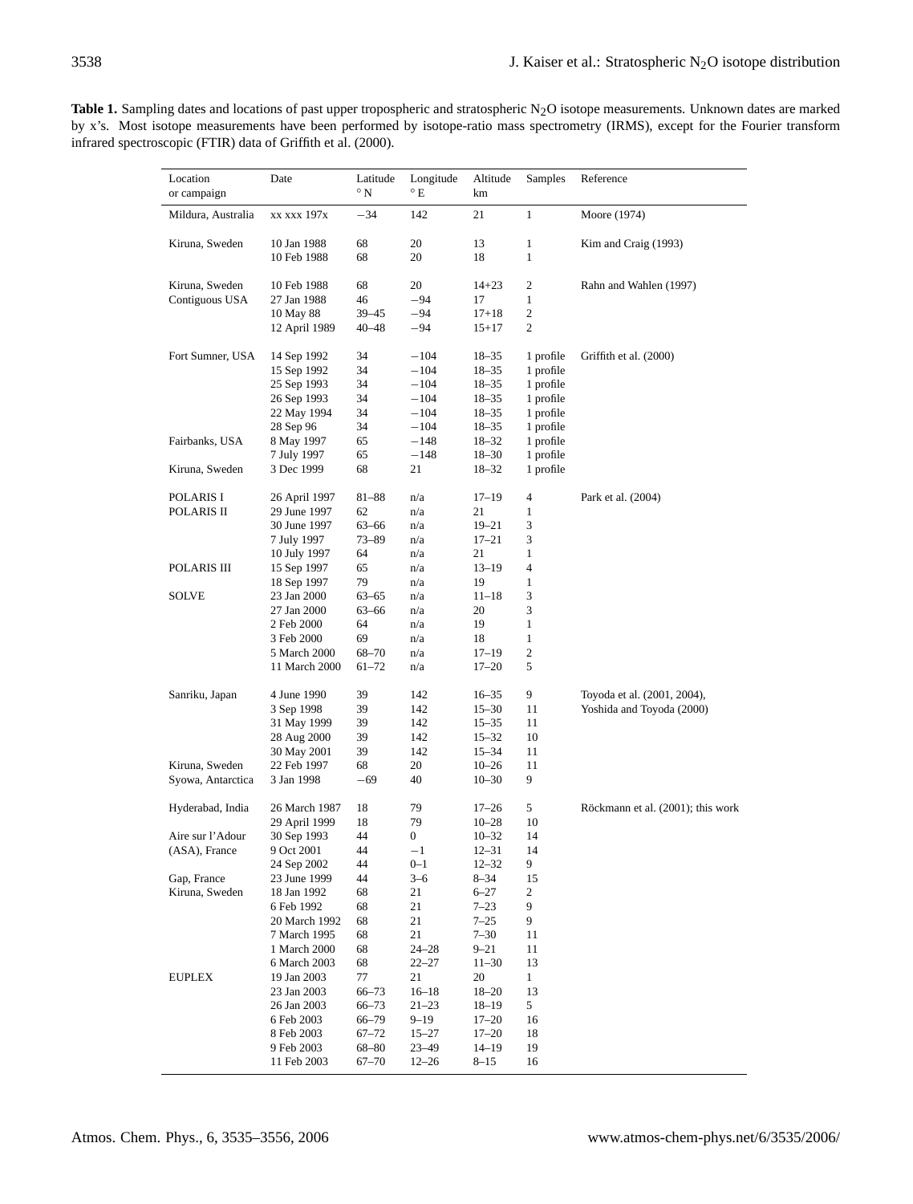**Table 1.** Sampling dates and locations of past upper tropospheric and stratospheric $N_2O$ isotope measurements. Unknown dates are marked by x's. Most isotope measurements have been performed by isotope-ratio mass spectrometry (IRMS), except for the Fourier transform infrared spectroscopic (FTIR) data of Griffith et al. (2000).

| Location or campaign | Date | Latitude °N | Longitude °E | Altitude km | Samples | Reference |
|---|---|---|---|---|---|---|
| Mildura, Australia | xx xxx 197x | −34 | 142 | 21 | 1 | Moore (1974) |
| Kiruna, Sweden | 10 Jan 1988 | 68 | 20 | 13 | 1 | Kim and Craig (1993) |
| | 10 Feb 1988 | 68 | 20 | 18 | 1 | |
| Kiruna, Sweden | 10 Feb 1988 | 68 | 20 | 14+23 | 2 | Rahn and Wahlen (1997) |
| Contiguous USA | 27 Jan 1988 | 46 | −94 | 17 | 1 | |
| | 10 May 88 | 39–45 | −94 | 17+18 | 2 | |
| | 12 April 1989 | 40–48 | −94 | 15+17 | 2 | |
| Fort Sumner, USA | 14 Sep 1992 | 34 | −104 | 18–35 | 1 profile | Griffith et al. (2000) |
| | 15 Sep 1992 | 34 | −104 | 18–35 | 1 profile | |
| | 25 Sep 1993 | 34 | −104 | 18–35 | 1 profile | |
| | 26 Sep 1993 | 34 | −104 | 18–35 | 1 profile | |
| | 22 May 1994 | 34 | −104 | 18–35 | 1 profile | |
| | 28 Sep 96 | 34 | −104 | 18–35 | 1 profile | |
| Fairbanks, USA | 8 May 1997 | 65 | −148 | 18–32 | 1 profile | |
| | 7 July 1997 | 65 | −148 | 18–30 | 1 profile | |
| Kiruna, Sweden | 3 Dec 1999 | 68 | 21 | 18–32 | 1 profile | |
| POLARIS I | 26 April 1997 | 81–88 | n/a | 17–19 | 4 | Park et al. (2004) |
| POLARIS II | 29 June 1997 | 62 | n/a | 21 | 1 | |
| | 30 June 1997 | 63–66 | n/a | 19–21 | 3 | |
| | 7 July 1997 | 73–89 | n/a | 17–21 | 3 | |
| | 10 July 1997 | 64 | n/a | 21 | 1 | |
| POLARIS III | 15 Sep 1997 | 65 | n/a | 13–19 | 4 | |
| | 18 Sep 1997 | 79 | n/a | 19 | 1 | |
| SOLVE | 23 Jan 2000 | 63–65 | n/a | 11–18 | 3 | |
| | 27 Jan 2000 | 63–66 | n/a | 20 | 3 | |
| | 2 Feb 2000 | 64 | n/a | 19 | 1 | |
| | 3 Feb 2000 | 69 | n/a | 18 | 1 | |
| | 5 March 2000 | 68–70 | n/a | 17–19 | 2 | |
| | 11 March 2000 | 61–72 | n/a | 17–20 | 5 | |
| Sanriku, Japan | 4 June 1990 | 39 | 142 | 16–35 | 9 | Toyoda et al. (2001, 2004), |
| | 3 Sep 1998 | 39 | 142 | 15–30 | 11 | Yoshida and Toyoda (2000) |
| | 31 May 1999 | 39 | 142 | 15–35 | 11 | |
| | 28 Aug 2000 | 39 | 142 | 15–32 | 10 | |
| | 30 May 2001 | 39 | 142 | 15–34 | 11 | |
| Kiruna, Sweden | 22 Feb 1997 | 68 | 20 | 10–26 | 11 | |
| Syowa, Antarctica | 3 Jan 1998 | −69 | 40 | 10–30 | 9 | |
| Hyderabad, India | 26 March 1987 | 18 | 79 | 17–26 | 5 | Röckmann et al. (2001); this work |
| | 29 April 1999 | 18 | 79 | 10–28 | 10 | |
| Aire sur l'Adour | 30 Sep 1993 | 44 | 0 | 10–32 | 14 | |
| (ASA), France | 9 Oct 2001 | 44 | −1 | 12–31 | 14 | |
| | 24 Sep 2002 | 44 | 0–1 | 12–32 | 9 | |
| Gap, France | 23 June 1999 | 44 | 3–6 | 8–34 | 15 | |
| Kiruna, Sweden | 18 Jan 1992 | 68 | 21 | 6–27 | 2 | |
| | 6 Feb 1992 | 68 | 21 | 7–23 | 9 | |
| | 20 March 1992 | 68 | 21 | 7–25 | 9 | |
| | 7 March 1995 | 68 | 21 | 7–30 | 11 | |
| | 1 March 2000 | 68 | 24–28 | 9–21 | 11 | |
| | 6 March 2003 | 68 | 22–27 | 11–30 | 13 | |
| EUPLEX | 19 Jan 2003 | 77 | 21 | 20 | 1 | |
| | 23 Jan 2003 | 66–73 | 16–18 | 18–20 | 13 | |
| | 26 Jan 2003 | 66–73 | 21–23 | 18–19 | 5 | |
| | 6 Feb 2003 | 66–79 | 9–19 | 17–20 | 16 | |
| | 8 Feb 2003 | 67–72 | 15–27 | 17–20 | 18 | |
| | 9 Feb 2003 | 68–80 | 23–49 | 14–19 | 19 | |
| | 11 Feb 2003 | 67–70 | 12–26 | 8–15 | 16 | |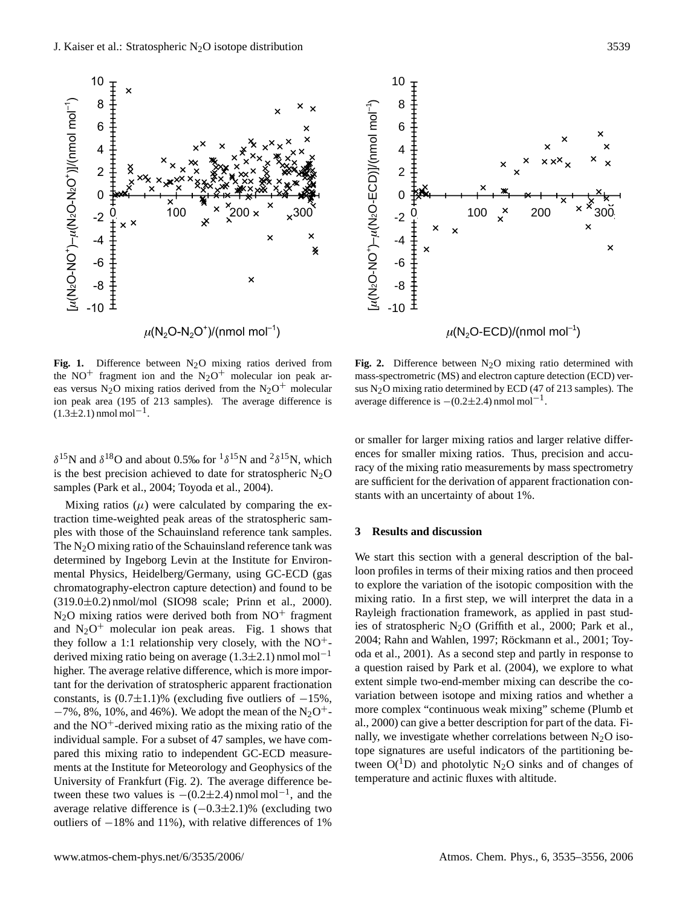**Fig. 1.** Difference between $N_2O$ mixing ratios derived from the $NO^+$ fragment ion and the $N_2O^+$ molecular ion peak areas versus $N_2O$ mixing ratios derived from the $N_2O^+$ molecular ion peak area (195 of 213 samples). The average difference is $(1.3\pm2.1)\,\text{nmol mol}^{-1}$.

**Fig. 2.** Difference between $N_2O$ mixing ratio determined with mass-spectrometric (MS) and electron capture detection (ECD) versus $N_2O$ mixing ratio determined by ECD (47 of 213 samples). The average difference is $-(0.2\pm2.4)\,\text{nmol mol}^{-1}$.

$\delta^{15}N$ and $\delta^{18}O$ and about 0.5‰ for $^1\delta^{15}N$ and $^2\delta^{15}N$, which is the best precision achieved to date for stratospheric $N_2O$ samples (Park et al., 2004; Toyoda et al., 2004).

Mixing ratios ($\mu$) were calculated by comparing the extraction time-weighted peak areas of the stratospheric samples with those of the Schauinsland reference tank samples. The $N_2O$ mixing ratio of the Schauinsland reference tank was determined by Ingeborg Levin at the Institute for Environmental Physics, Heidelberg/Germany, using GC-ECD (gas chromatography-electron capture detection) and found to be $(319.0\pm0.2)$ nmol/mol (SIO98 scale; Prinn et al., 2000). $N_2O$ mixing ratios were derived both from $NO^+$ fragment and $N_2O^+$ molecular ion peak areas. Fig. 1 shows that they follow a 1:1 relationship very closely, with the $NO^+$-derived mixing ratio being on average $(1.3\pm2.1)\,\text{nmol mol}^{-1}$ higher. The average relative difference, which is more important for the derivation of stratospheric apparent fractionation constants, is $(0.7\pm1.1)$% (excluding five outliers of $-15$%, $-7$%, 8%, 10%, and 46%). We adopt the mean of the $N_2O^+$- and the $NO^+$-derived mixing ratio as the mixing ratio of the individual sample. For a subset of 47 samples, we have compared this mixing ratio to independent GC-ECD measurements at the Institute for Meteorology and Geophysics of the University of Frankfurt (Fig. 2). The average difference between these two values is $-(0.2\pm2.4)\,\text{nmol mol}^{-1}$, and the average relative difference is $(-0.3\pm2.1)$% (excluding two outliers of $-18$% and 11%), with relative differences of 1% or smaller for larger mixing ratios and larger relative differences for smaller mixing ratios. Thus, precision and accuracy of the mixing ratio measurements by mass spectrometry are sufficient for the derivation of apparent fractionation constants with an uncertainty of about 1%.

## 3 Results and discussion

We start this section with a general description of the balloon profiles in terms of their mixing ratios and then proceed to explore the variation of the isotopic composition with the mixing ratio. In a first step, we will interpret the data in a Rayleigh fractionation framework, as applied in past studies of stratospheric $N_2O$ (Griffith et al., 2000; Park et al., 2004; Rahn and Wahlen, 1997; Röckmann et al., 2001; Toyoda et al., 2001). As a second step and partly in response to a question raised by Park et al. (2004), we explore to what extent simple two-end-member mixing can describe the covariation between isotope and mixing ratios and whether a more complex "continuous weak mixing" scheme (Plumb et al., 2000) can give a better description for part of the data. Finally, we investigate whether correlations between $N_2O$ isotope signatures are useful indicators of the partitioning between $O(^1D)$ and photolytic $N_2O$ sinks and of changes of temperature and actinic fluxes with altitude.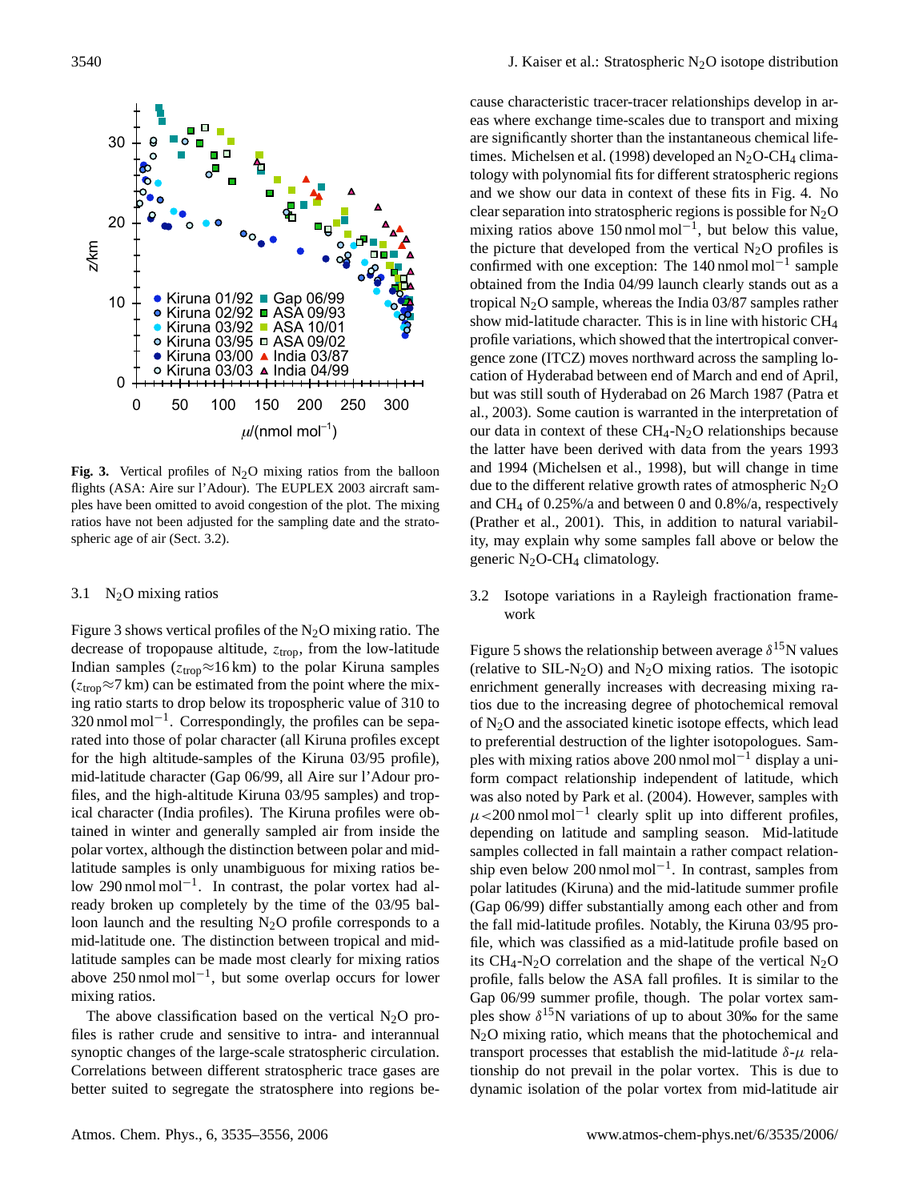**Fig. 3.** Vertical profiles of $N_2O$ mixing ratios from the balloon flights (ASA: Aire sur l'Adour). The EUPLEX 2003 aircraft samples have been omitted to avoid congestion of the plot. The mixing ratios have not been adjusted for the sampling date and the stratospheric age of air (Sect. 3.2).

### 3.1 $N_2O$ mixing ratios

Figure 3 shows vertical profiles of the $N_2O$ mixing ratio. The decrease of tropopause altitude, $z_{trop}$, from the low-latitude Indian samples ($z_{trop}$≈16 km) to the polar Kiruna samples ($z_{trop}$≈7 km) can be estimated from the point where the mixing ratio starts to drop below its tropospheric value of 310 to 320 nmol mol$^{-1}$. Correspondingly, the profiles can be separated into those of polar character (all Kiruna profiles except for the high altitude-samples of the Kiruna 03/95 profile), mid-latitude character (Gap 06/99, all Aire sur l'Adour profiles, and the high-altitude Kiruna 03/95 samples) and tropical character (India profiles). The Kiruna profiles were obtained in winter and generally sampled air from inside the polar vortex, although the distinction between polar and mid-latitude samples is only unambiguous for mixing ratios below 290 nmol mol$^{-1}$. In contrast, the polar vortex had already broken up completely by the time of the 03/95 balloon launch and the resulting $N_2O$ profile corresponds to a mid-latitude one. The distinction between tropical and mid-latitude samples can be made most clearly for mixing ratios above 250 nmol mol$^{-1}$, but some overlap occurs for lower mixing ratios.

The above classification based on the vertical $N_2O$ profiles is rather crude and sensitive to intra- and interannual synoptic changes of the large-scale stratospheric circulation. Correlations between different stratospheric trace gases are better suited to segregate the stratosphere into regions because characteristic tracer-tracer relationships develop in areas where exchange time-scales due to transport and mixing are significantly shorter than the instantaneous chemical lifetimes. Michelsen et al. (1998) developed an $N_2O$-$CH_4$ climatology with polynomial fits for different stratospheric regions and we show our data in context of these fits in Fig. 4. No clear separation into stratospheric regions is possible for $N_2O$ mixing ratios above 150 nmol mol$^{-1}$, but below this value, the picture that developed from the vertical $N_2O$ profiles is confirmed with one exception: The 140 nmol mol$^{-1}$ sample obtained from the India 04/99 launch clearly stands out as a tropical $N_2O$ sample, whereas the India 03/87 samples rather show mid-latitude character. This is in line with historic $CH_4$ profile variations, which showed that the intertropical convergence zone (ITCZ) moves northward across the sampling location of Hyderabad between end of March and end of April, but was still south of Hyderabad on 26 March 1987 (Patra et al., 2003). Some caution is warranted in the interpretation of our data in context of these $CH_4$-$N_2O$ relationships because the latter have been derived with data from the years 1993 and 1994 (Michelsen et al., 1998), but will change in time due to the different relative growth rates of atmospheric $N_2O$ and $CH_4$ of 0.25%/a and between 0 and 0.8%/a, respectively (Prather et al., 2001). This, in addition to natural variability, may explain why some samples fall above or below the generic $N_2O$-$CH_4$ climatology.

### 3.2 Isotope variations in a Rayleigh fractionation framework

Figure 5 shows the relationship between average $\delta^{15}$N values (relative to SIL-$N_2O$) and $N_2O$ mixing ratios. The isotopic enrichment generally increases with decreasing mixing ratios due to the increasing degree of photochemical removal of $N_2O$ and the associated kinetic isotope effects, which lead to preferential destruction of the lighter isotopologues. Samples with mixing ratios above 200 nmol mol$^{-1}$ display a uniform compact relationship independent of latitude, which was also noted by Park et al. (2004). However, samples with $\mu$<200 nmol mol$^{-1}$ clearly split up into different profiles, depending on latitude and sampling season. Mid-latitude samples collected in fall maintain a rather compact relationship even below 200 nmol mol$^{-1}$. In contrast, samples from polar latitudes (Kiruna) and the mid-latitude summer profile (Gap 06/99) differ substantially among each other and from the fall mid-latitude profiles. Notably, the Kiruna 03/95 profile, which was classified as a mid-latitude profile based on its $CH_4$-$N_2O$ correlation and the shape of the vertical $N_2O$ profile, falls below the ASA fall profiles. It is similar to the Gap 06/99 summer profile, though. The polar vortex samples show $\delta^{15}$N variations of up to about 30‰ for the same $N_2O$ mixing ratio, which means that the photochemical and transport processes that establish the mid-latitude $\delta$-$\mu$ relationship do not prevail in the polar vortex. This is due to dynamic isolation of the polar vortex from mid-latitude air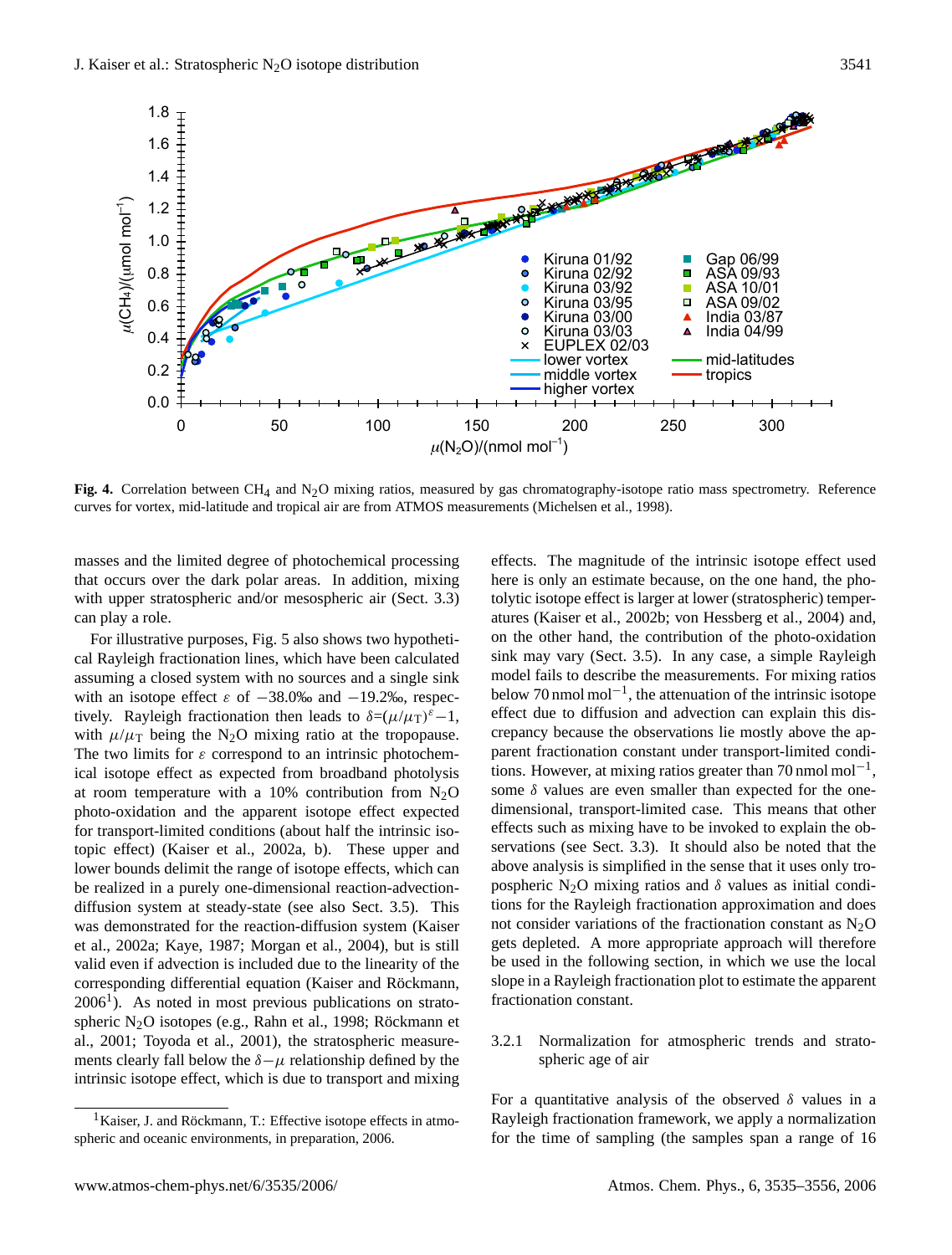**Fig. 4.** Correlation between $CH_4$ and $N_2O$ mixing ratios, measured by gas chromatography-isotope ratio mass spectrometry. Reference curves for vortex, mid-latitude and tropical air are from ATMOS measurements (Michelsen et al., 1998).

masses and the limited degree of photochemical processing that occurs over the dark polar areas. In addition, mixing with upper stratospheric and/or mesospheric air (Sect. 3.3) can play a role.

For illustrative purposes, Fig. 5 also shows two hypothetical Rayleigh fractionation lines, which have been calculated assuming a closed system with no sources and a single sink with an isotope effect $\varepsilon$ of −38.0‰ and −19.2‰, respectively. Rayleigh fractionation then leads to $\delta=(\mu/\mu_T)^{\varepsilon}-1$, with $\mu/\mu_T$ being the $N_2O$ mixing ratio at the tropopause. The two limits for $\varepsilon$ correspond to an intrinsic photochemical isotope effect as expected from broadband photolysis at room temperature with a 10% contribution from $N_2O$ photo-oxidation and the apparent isotope effect expected for transport-limited conditions (about half the intrinsic isotopic effect) (Kaiser et al., 2002a, b). These upper and lower bounds delimit the range of isotope effects, which can be realized in a purely one-dimensional reaction-advection-diffusion system at steady-state (see also Sect. 3.5). This was demonstrated for the reaction-diffusion system (Kaiser et al., 2002a; Kaye, 1987; Morgan et al., 2004), but is still valid even if advection is included due to the linearity of the corresponding differential equation (Kaiser and Röckmann, 2006[1]). As noted in most previous publications on stratospheric $N_2O$ isotopes (e.g., Rahn et al., 1998; Röckmann et al., 2001; Toyoda et al., 2001), the stratospheric measurements clearly fall below the $\delta-\mu$ relationship defined by the intrinsic isotope effect, which is due to transport and mixing effects. The magnitude of the intrinsic isotope effect used here is only an estimate because, on the one hand, the photolytic isotope effect is larger at lower (stratospheric) temperatures (Kaiser et al., 2002b; von Hessberg et al., 2004) and, on the other hand, the contribution of the photo-oxidation sink may vary (Sect. 3.5). In any case, a simple Rayleigh model fails to describe the measurements. For mixing ratios below 70 nmol mol$^{-1}$, the attenuation of the intrinsic isotope effect due to diffusion and advection can explain this discrepancy because the observations lie mostly above the apparent fractionation constant under transport-limited conditions. However, at mixing ratios greater than 70 nmol mol$^{-1}$, some $\delta$ values are even smaller than expected for the one-dimensional, transport-limited case. This means that other effects such as mixing have to be invoked to explain the observations (see Sect. 3.3). It should also be noted that the above analysis is simplified in the sense that it uses only tropospheric $N_2O$ mixing ratios and $\delta$ values as initial conditions for the Rayleigh fractionation approximation and does not consider variations of the fractionation constant as $N_2O$ gets depleted. A more appropriate approach will therefore be used in the following section, in which we use the local slope in a Rayleigh fractionation plot to estimate the apparent fractionation constant.

#### 3.2.1 Normalization for atmospheric trends and stratospheric age of air

For a quantitative analysis of the observed $\delta$ values in a Rayleigh fractionation framework, we apply a normalization for the time of sampling (the samples span a range of 16

[1] Kaiser, J. and Röckmann, T.: Effective isotope effects in atmospheric and oceanic environments, in preparation, 2006.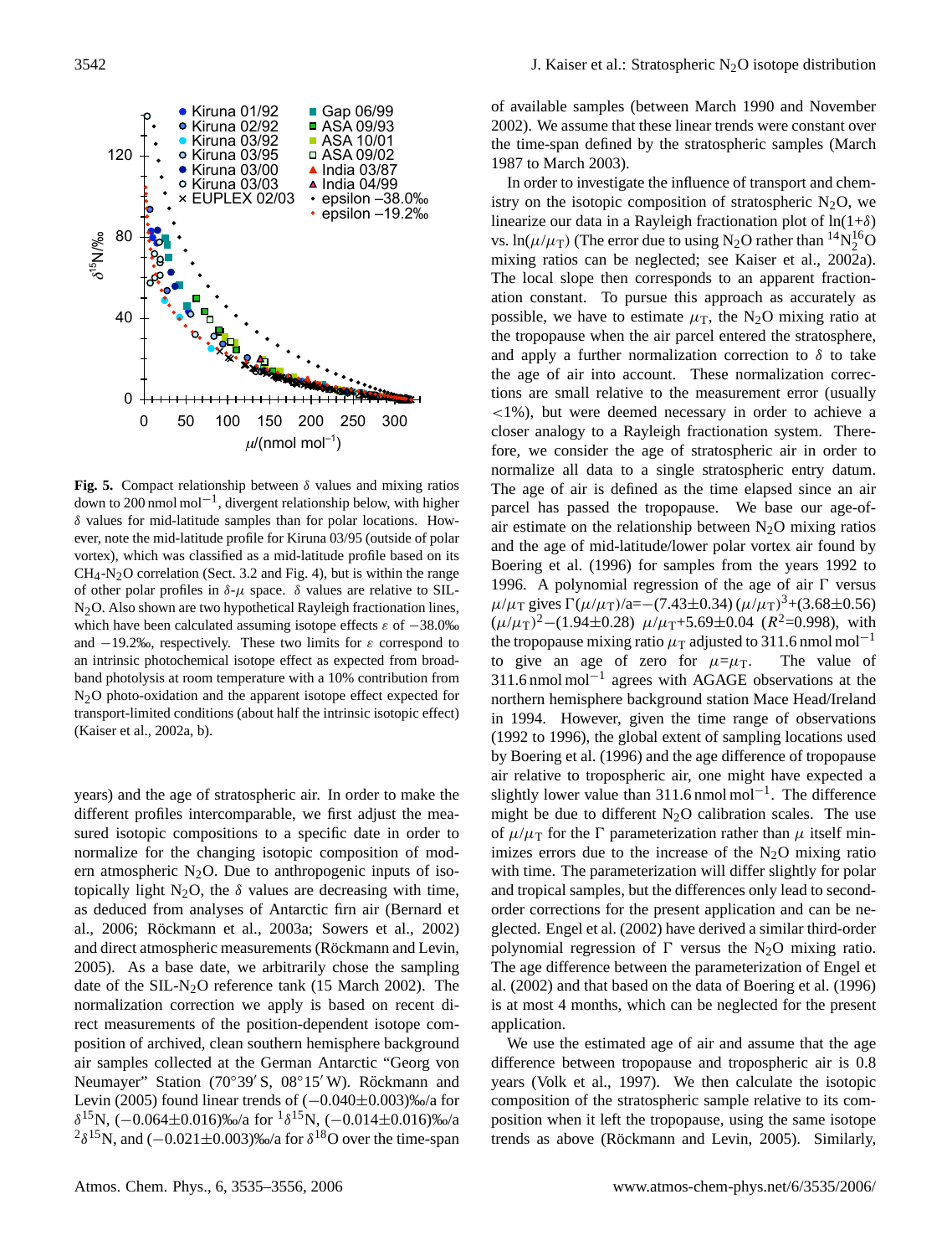**Fig. 5.** Compact relationship between $\delta$ values and mixing ratios down to 200 nmol mol$^{-1}$, divergent relationship below, with higher $\delta$ values for mid-latitude samples than for polar locations. However, note the mid-latitude profile for Kiruna 03/95 (outside of polar vortex), which was classified as a mid-latitude profile based on its $CH_4$-$N_2O$ correlation (Sect. 3.2 and Fig. 4), but is within the range of other polar profiles in $\delta$-$\mu$ space. $\delta$ values are relative to SIL-$N_2O$. Also shown are two hypothetical Rayleigh fractionation lines, which have been calculated assuming isotope effects $\varepsilon$ of $-38.0$‰ and $-19.2$‰, respectively. These two limits for $\varepsilon$ correspond to an intrinsic photochemical isotope effect as expected from broadband photolysis at room temperature with a 10% contribution from $N_2O$ photo-oxidation and the apparent isotope effect expected for transport-limited conditions (about half the intrinsic isotopic effect) (Kaiser et al., 2002a, b).

years) and the age of stratospheric air. In order to make the different profiles intercomparable, we first adjust the measured isotopic compositions to a specific date in order to normalize for the changing isotopic composition of modern atmospheric $N_2O$. Due to anthropogenic inputs of isotopically light $N_2O$, the $\delta$ values are decreasing with time, as deduced from analyses of Antarctic firn air (Bernard et al., 2006; Röckmann et al., 2003a; Sowers et al., 2002) and direct atmospheric measurements (Röckmann and Levin, 2005). As a base date, we arbitrarily chose the sampling date of the SIL-$N_2O$ reference tank (15 March 2002). The normalization correction we apply is based on recent direct measurements of the position-dependent isotope composition of archived, clean southern hemisphere background air samples collected at the German Antarctic "Georg von Neumayer" Station (70°39′ S, 08°15′ W). Röckmann and Levin (2005) found linear trends of ($-0.040\pm0.003$)‰/a for $\delta^{15}$N, ($-0.064\pm0.016$)‰/a for $^1\delta^{15}$N, ($-0.014\pm0.016$)‰/a $^2\delta^{15}$N, and ($-0.021\pm0.003$)‰/a for $\delta^{18}$O over the time-span of available samples (between March 1990 and November 2002). We assume that these linear trends were constant over the time-span defined by the stratospheric samples (March 1987 to March 2003).

In order to investigate the influence of transport and chemistry on the isotopic composition of stratospheric $N_2O$, we linearize our data in a Rayleigh fractionation plot of $\ln(1+\delta)$ vs. $\ln(\mu/\mu_T)$ (The error due to using $N_2O$ rather than $^{14}N_2^{16}O$ mixing ratios can be neglected; see Kaiser et al., 2002a). The local slope then corresponds to an apparent fractionation constant. To pursue this approach as accurately as possible, we have to estimate $\mu_T$, the $N_2O$ mixing ratio at the tropopause when the air parcel entered the stratosphere, and apply a further normalization correction to $\delta$ to take the age of air into account. These normalization corrections are small relative to the measurement error (usually <1%), but were deemed necessary in order to achieve a closer analogy to a Rayleigh fractionation system. Therefore, we consider the age of stratospheric air in order to normalize all data to a single stratospheric entry datum. The age of air is defined as the time elapsed since an air parcel has passed the tropopause. We base our age-of-air estimate on the relationship between $N_2O$ mixing ratios and the age of mid-latitude/lower polar vortex air found by Boering et al. (1996) for samples from the years 1992 to 1996. A polynomial regression of the age of air $\Gamma$ versus $\mu/\mu_T$ gives $\Gamma(\mu/\mu_T)$/a$=-(7.43\pm0.34)\,(\mu/\mu_T)^3+(3.68\pm0.56)\,(\mu/\mu_T)^2-(1.94\pm0.28)\,\mu/\mu_T+5.69\pm0.04$ ($R^2=0.998$), with the tropopause mixing ratio $\mu_T$ adjusted to 311.6 nmol mol$^{-1}$ to give an age of zero for $\mu=\mu_T$. The value of 311.6 nmol mol$^{-1}$ agrees with AGAGE observations at the northern hemisphere background station Mace Head/Ireland in 1994. However, given the time range of observations (1992 to 1996), the global extent of sampling locations used by Boering et al. (1996) and the age difference of tropopause air relative to tropospheric air, one might have expected a slightly lower value than 311.6 nmol mol$^{-1}$. The difference might be due to different $N_2O$ calibration scales. The use of $\mu/\mu_T$ for the $\Gamma$ parameterization rather than $\mu$ itself minimizes errors due to the increase of the $N_2O$ mixing ratio with time. The parameterization will differ slightly for polar and tropical samples, but the differences only lead to second-order corrections for the present application and can be neglected. Engel et al. (2002) have derived a similar third-order polynomial regression of $\Gamma$ versus the $N_2O$ mixing ratio. The age difference between the parameterization of Engel et al. (2002) and that based on the data of Boering et al. (1996) is at most 4 months, which can be neglected for the present application.

We use the estimated age of air and assume that the age difference between tropopause and tropospheric air is 0.8 years (Volk et al., 1997). We then calculate the isotopic composition of the stratospheric sample relative to its composition when it left the tropopause, using the same isotope trends as above (Röckmann and Levin, 2005). Similarly,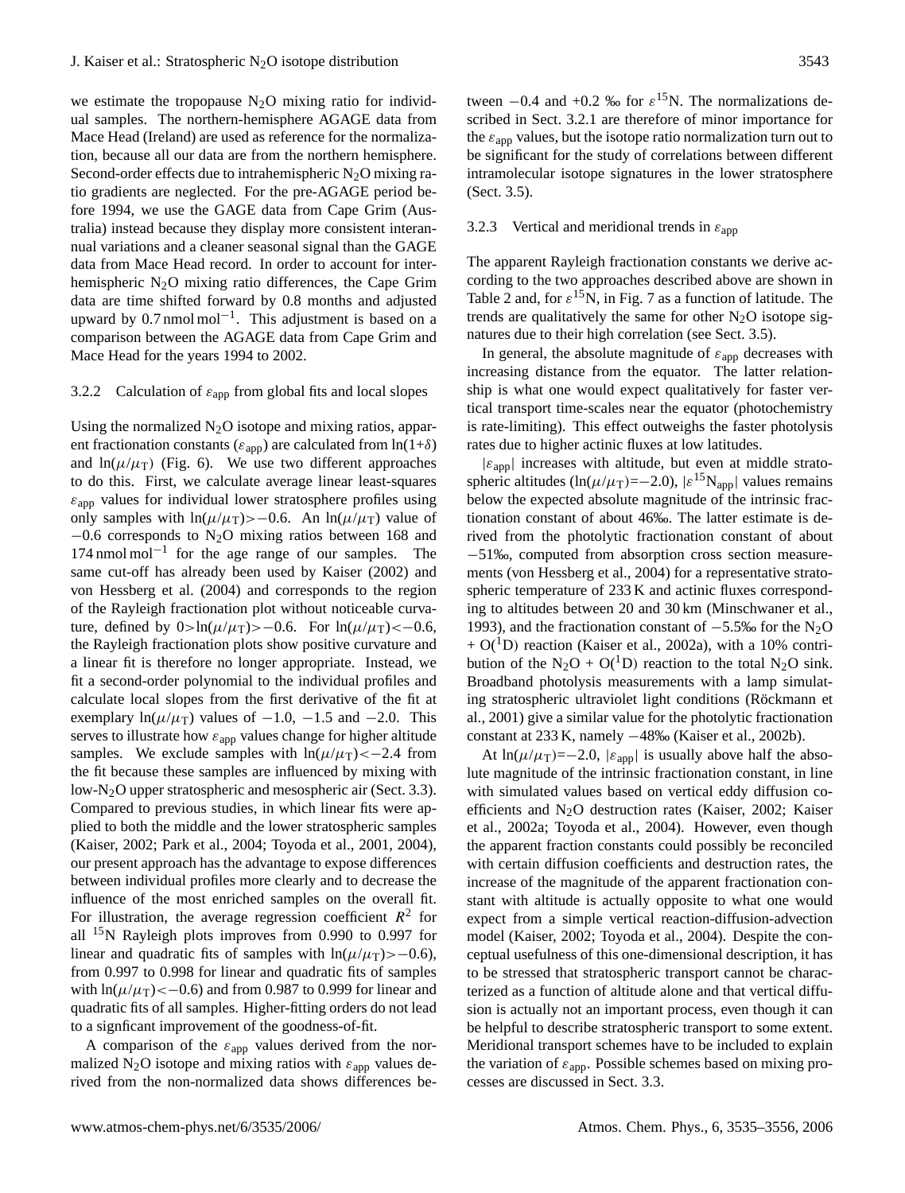we estimate the tropopause $N_2O$ mixing ratio for individual samples. The northern-hemisphere AGAGE data from Mace Head (Ireland) are used as reference for the normalization, because all our data are from the northern hemisphere. Second-order effects due to intrahemispheric $N_2O$ mixing ratio gradients are neglected. For the pre-AGAGE period before 1994, we use the GAGE data from Cape Grim (Australia) instead because they display more consistent interannual variations and a cleaner seasonal signal than the GAGE data from Mace Head record. In order to account for interhemispheric $N_2O$ mixing ratio differences, the Cape Grim data are time shifted forward by 0.8 months and adjusted upward by 0.7 nmol mol$^{-1}$. This adjustment is based on a comparison between the AGAGE data from Cape Grim and Mace Head for the years 1994 to 2002.

### 3.2.2 Calculation of $\varepsilon_{app}$ from global fits and local slopes

Using the normalized $N_2O$ isotope and mixing ratios, apparent fractionation constants ($\varepsilon_{app}$) are calculated from $\ln(1+\delta)$ and $\ln(\mu/\mu_T)$ (Fig. 6). We use two different approaches to do this. First, we calculate average linear least-squares $\varepsilon_{app}$ values for individual lower stratosphere profiles using only samples with $\ln(\mu/\mu_T)>-0.6$. An $\ln(\mu/\mu_T)$ value of $-0.6$ corresponds to $N_2O$ mixing ratios between 168 and 174 nmol mol$^{-1}$ for the age range of our samples. The same cut-off has already been used by Kaiser (2002) and von Hessberg et al. (2004) and corresponds to the region of the Rayleigh fractionation plot without noticeable curvature, defined by $0>\ln(\mu/\mu_T)>-0.6$. For $\ln(\mu/\mu_T)<-0.6$, the Rayleigh fractionation plots show positive curvature and a linear fit is therefore no longer appropriate. Instead, we fit a second-order polynomial to the individual profiles and calculate local slopes from the first derivative of the fit at exemplary $\ln(\mu/\mu_T)$ values of $-1.0$, $-1.5$ and $-2.0$. This serves to illustrate how $\varepsilon_{app}$ values change for higher altitude samples. We exclude samples with $\ln(\mu/\mu_T)<-2.4$ from the fit because these samples are influenced by mixing with low-$N_2O$ upper stratospheric and mesospheric air (Sect. 3.3). Compared to previous studies, in which linear fits were applied to both the middle and the lower stratospheric samples (Kaiser, 2002; Park et al., 2004; Toyoda et al., 2001, 2004), our present approach has the advantage to expose differences between individual profiles more clearly and to decrease the influence of the most enriched samples on the overall fit. For illustration, the average regression coefficient $R^2$ for all $^{15}N$ Rayleigh plots improves from 0.990 to 0.997 for linear and quadratic fits of samples with $\ln(\mu/\mu_T)>-0.6$), from 0.997 to 0.998 for linear and quadratic fits of samples with $\ln(\mu/\mu_T)<-0.6$) and from 0.987 to 0.999 for linear and quadratic fits of all samples. Higher-fitting orders do not lead to a signficant improvement of the goodness-of-fit.

A comparison of the $\varepsilon_{app}$ values derived from the normalized $N_2O$ isotope and mixing ratios with $\varepsilon_{app}$ values derived from the non-normalized data shows differences between $-0.4$ and $+0.2$ ‰ for $\varepsilon^{15}N$. The normalizations described in Sect. 3.2.1 are therefore of minor importance for the $\varepsilon_{app}$ values, but the isotope ratio normalization turn out to be significant for the study of correlations between different intramolecular isotope signatures in the lower stratosphere (Sect. 3.5).

### 3.2.3 Vertical and meridional trends in $\varepsilon_{app}$

The apparent Rayleigh fractionation constants we derive according to the two approaches described above are shown in Table 2 and, for $\varepsilon^{15}N$, in Fig. 7 as a function of latitude. The trends are qualitatively the same for other $N_2O$ isotope signatures due to their high correlation (see Sect. 3.5).

In general, the absolute magnitude of $\varepsilon_{app}$ decreases with increasing distance from the equator. The latter relationship is what one would expect qualitatively for faster vertical transport time-scales near the equator (photochemistry is rate-limiting). This effect outweighs the faster photolysis rates due to higher actinic fluxes at low latitudes.

$|\varepsilon_{app}|$ increases with altitude, but even at middle stratospheric altitudes ($\ln(\mu/\mu_T)=-2.0$), $|\varepsilon^{15}N_{app}|$ values remains below the expected absolute magnitude of the intrinsic fractionation constant of about 46‰. The latter estimate is derived from the photolytic fractionation constant of about $-51$‰, computed from absorption cross section measurements (von Hessberg et al., 2004) for a representative stratospheric temperature of 233 K and actinic fluxes corresponding to altitudes between 20 and 30 km (Minschwaner et al., 1993), and the fractionation constant of $-5.5$‰ for the $N_2O$ + $O(^1D)$ reaction (Kaiser et al., 2002a), with a 10% contribution of the $N_2O$ + $O(^1D)$ reaction to the total $N_2O$ sink. Broadband photolysis measurements with a lamp simulating stratospheric ultraviolet light conditions (Röckmann et al., 2001) give a similar value for the photolytic fractionation constant at 233 K, namely $-48$‰ (Kaiser et al., 2002b).

At $\ln(\mu/\mu_T)=-2.0$, $|\varepsilon_{app}|$ is usually above half the absolute magnitude of the intrinsic fractionation constant, in line with simulated values based on vertical eddy diffusion coefficients and $N_2O$ destruction rates (Kaiser, 2002; Kaiser et al., 2002a; Toyoda et al., 2004). However, even though the apparent fraction constants could possibly be reconciled with certain diffusion coefficients and destruction rates, the increase of the magnitude of the apparent fractionation constant with altitude is actually opposite to what one would expect from a simple vertical reaction-diffusion-advection model (Kaiser, 2002; Toyoda et al., 2004). Despite the conceptual usefulness of this one-dimensional description, it has to be stressed that stratospheric transport cannot be characterized as a function of altitude alone and that vertical diffusion is actually not an important process, even though it can be helpful to describe stratospheric transport to some extent. Meridional transport schemes have to be included to explain the variation of $\varepsilon_{app}$. Possible schemes based on mixing processes are discussed in Sect. 3.3.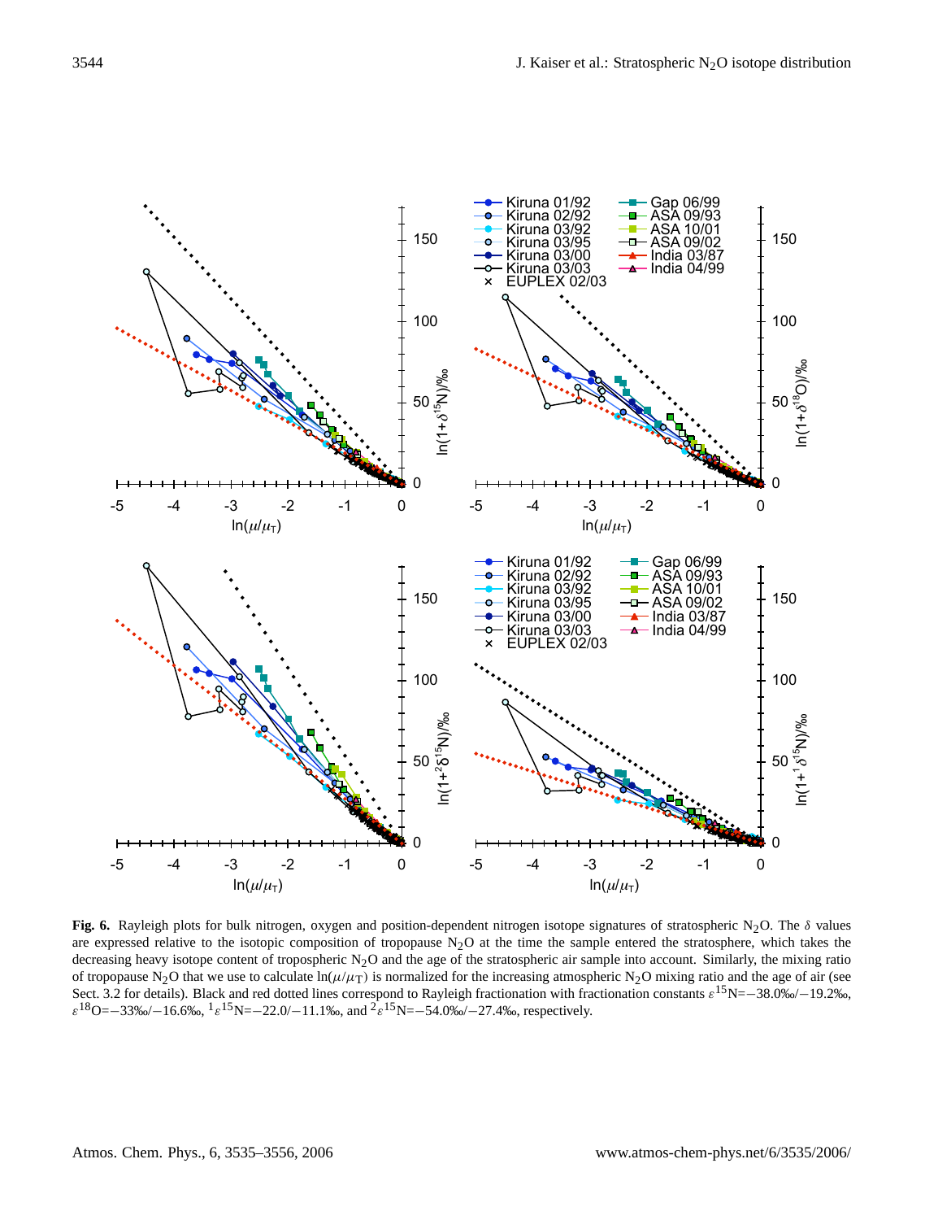**Fig. 6.** Rayleigh plots for bulk nitrogen, oxygen and position-dependent nitrogen isotope signatures of stratospheric $N_2O$. The $\delta$ values are expressed relative to the isotopic composition of tropopause $N_2O$ at the time the sample entered the stratosphere, which takes the decreasing heavy isotope content of tropospheric $N_2O$ and the age of the stratospheric air sample into account. Similarly, the mixing ratio of tropopause $N_2O$ that we use to calculate $\ln(\mu/\mu_T)$ is normalized for the increasing atmospheric $N_2O$ mixing ratio and the age of air (see Sect. 3.2 for details). Black and red dotted lines correspond to Rayleigh fractionation with fractionation constants $\varepsilon^{15}N=-38.0‰/-19.2‰$, $\varepsilon^{18}O=-33‰/-16.6‰$, ${}^{1}\varepsilon^{15}N=-22.0/-11.1‰$, and ${}^{2}\varepsilon^{15}N=-54.0‰/-27.4‰$, respectively.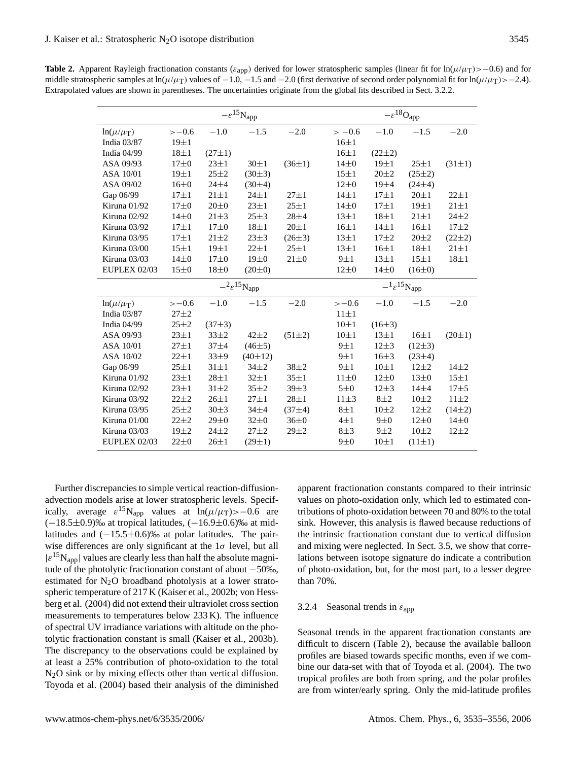**Table 2.** Apparent Rayleigh fractionation constants ($\varepsilon_{app}$) derived for lower stratospheric samples (linear fit for $\ln(\mu/\mu_T)>-0.6$) and for middle stratospheric samples at $\ln(\mu/\mu_T)$ values of −1.0, −1.5 and −2.0 (first derivative of second order polynomial fit for $\ln(\mu/\mu_T)>-2.4$). Extrapolated values are shown in parentheses. The uncertainties originate from the global fits described in Sect. 3.2.2.

| | $-\varepsilon^{15}N_{app}$ | | | | $-\varepsilon^{18}O_{app}$ | | | |
|---|---|---|---|---|---|---|---|---|
| $\ln(\mu/\mu_T)$ | >−0.6 | −1.0 | −1.5 | −2.0 | >−0.6 | −1.0 | −1.5 | −2.0 |
| India 03/87 | 19±1 | | | | 16±1 | | | |
| India 04/99 | 18±1 | (27±1) | | | 16±1 | (22±2) | | |
| ASA 09/93 | 17±0 | 23±1 | 30±1 | (36±1) | 14±0 | 19±1 | 25±1 | (31±1) |
| ASA 10/01 | 19±1 | 25±2 | (30±3) | | 15±1 | 20±2 | (25±2) | |
| ASA 09/02 | 16±0 | 24±4 | (30±4) | | 12±0 | 19±4 | (24±4) | |
| Gap 06/99 | 17±1 | 21±1 | 24±1 | 27±1 | 14±1 | 17±1 | 20±1 | 22±1 |
| Kiruna 01/92 | 17±0 | 20±0 | 23±1 | 25±1 | 14±0 | 17±1 | 19±1 | 21±1 |
| Kiruna 02/92 | 14±0 | 21±3 | 25±3 | 28±4 | 13±1 | 18±1 | 21±1 | 24±2 |
| Kiruna 03/92 | 17±1 | 17±0 | 18±1 | 20±1 | 16±1 | 14±1 | 16±1 | 17±2 |
| Kiruna 03/95 | 17±1 | 21±2 | 23±3 | (26±3) | 13±1 | 17±2 | 20±2 | (22±2) |
| Kiruna 03/00 | 15±1 | 19±1 | 22±1 | 25±1 | 13±1 | 16±1 | 18±1 | 21±1 |
| Kiruna 03/03 | 14±0 | 17±0 | 19±0 | 21±0 | 9±1 | 13±1 | 15±1 | 18±1 |
| EUPLEX 02/03 | 15±0 | 18±0 | (20±0) | | 12±0 | 14±0 | (16±0) | |
| | $-{}^{2}\varepsilon^{15}N_{app}$ | | | | $-{}^{1}\varepsilon^{15}N_{app}$ | | | |
| $\ln(\mu/\mu_T)$ | >−0.6 | −1.0 | −1.5 | −2.0 | >−0.6 | −1.0 | −1.5 | −2.0 |
| India 03/87 | 27±2 | | | | 11±1 | | | |
| India 04/99 | 25±2 | (37±3) | | | 10±1 | (16±3) | | |
| ASA 09/93 | 23±1 | 33±2 | 42±2 | (51±2) | 10±1 | 13±1 | 16±1 | (20±1) |
| ASA 10/01 | 27±1 | 37±4 | (46±5) | | 9±1 | 12±3 | (12±3) | |
| ASA 10/02 | 22±1 | 33±9 | (40±12) | | 9±1 | 16±3 | (23±4) | |
| Gap 06/99 | 25±1 | 31±1 | 34±2 | 38±2 | 9±1 | 10±1 | 12±2 | 14±2 |
| Kiruna 01/92 | 23±1 | 28±1 | 32±1 | 35±1 | 11±0 | 12±0 | 13±0 | 15±1 |
| Kiruna 02/92 | 23±1 | 31±2 | 35±2 | 39±3 | 5±0 | 12±3 | 14±4 | 17±5 |
| Kiruna 03/92 | 22±2 | 26±1 | 27±1 | 28±1 | 11±3 | 8±2 | 10±2 | 11±2 |
| Kiruna 03/95 | 25±2 | 30±3 | 34±4 | (37±4) | 8±1 | 10±2 | 12±2 | (14±2) |
| Kiruna 01/00 | 22±2 | 29±0 | 32±0 | 36±0 | 4±1 | 9±0 | 12±0 | 14±0 |
| Kiruna 03/03 | 19±2 | 24±2 | 27±2 | 29±2 | 8±3 | 9±2 | 10±2 | 12±2 |
| EUPLEX 02/03 | 22±0 | 26±1 | (29±1) | | 9±0 | 10±1 | (11±1) | |

Further discrepancies to simple vertical reaction-diffusion-advection models arise at lower stratospheric levels. Specifically, average $\varepsilon^{15}N_{app}$ values at $\ln(\mu/\mu_T)>-0.6$ are (−18.5±0.9)‰ at tropical latitudes, (−16.9±0.6)‰ at mid-latitudes and (−15.5±0.6)‰ at polar latitudes. The pairwise differences are only significant at the $1\sigma$ level, but all $|\varepsilon^{15}N_{app}|$ values are clearly less than half the absolute magnitude of the photolytic fractionation constant of about −50‰, estimated for $N_2O$ broadband photolysis at a lower stratospheric temperature of 217 K (Kaiser et al., 2002b; von Hessberg et al. (2004) did not extend their ultraviolet cross section measurements to temperatures below 233 K). The influence of spectral UV irradiance variations with altitude on the photolytic fractionation constant is small (Kaiser et al., 2003b). The discrepancy to the observations could be explained by at least a 25% contribution of photo-oxidation to the total $N_2O$ sink or by mixing effects other than vertical diffusion. Toyoda et al. (2004) based their analysis of the diminished apparent fractionation constants compared to their intrinsic values on photo-oxidation only, which led to estimated contributions of photo-oxidation between 70 and 80% to the total sink. However, this analysis is flawed because reductions of the intrinsic fractionation constant due to vertical diffusion and mixing were neglected. In Sect. 3.5, we show that correlations between isotope signature do indicate a contribution of photo-oxidation, but, for the most part, to a lesser degree than 70%.

#### 3.2.4 Seasonal trends in $\varepsilon_{app}$

Seasonal trends in the apparent fractionation constants are difficult to discern (Table 2), because the available balloon profiles are biased towards specific months, even if we combine our data-set with that of Toyoda et al. (2004). The two tropical profiles are both from spring, and the polar profiles are from winter/early spring. Only the mid-latitude profiles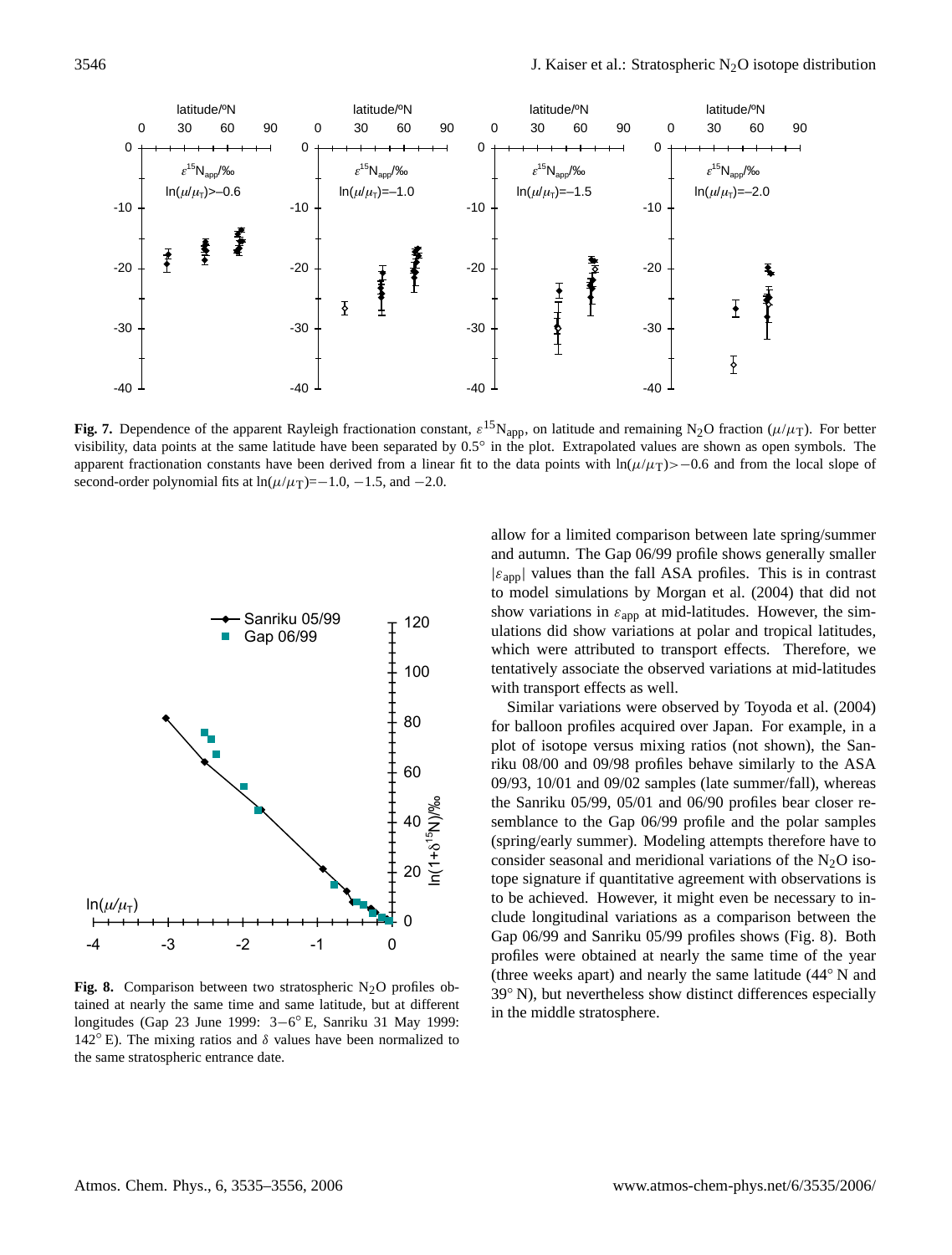**Fig. 7.** Dependence of the apparent Rayleigh fractionation constant, $\varepsilon^{15}N_{app}$, on latitude and remaining $N_2O$ fraction ($\mu/\mu_T$). For better visibility, data points at the same latitude have been separated by 0.5° in the plot. Extrapolated values are shown as open symbols. The apparent fractionation constants have been derived from a linear fit to the data points with $\ln(\mu/\mu_T)>-0.6$ and from the local slope of second-order polynomial fits at $\ln(\mu/\mu_T)=-1.0$, $-1.5$, and $-2.0$.

**Fig. 8.** Comparison between two stratospheric $N_2O$ profiles obtained at nearly the same time and same latitude, but at different longitudes (Gap 23 June 1999: 3–6° E, Sanriku 31 May 1999: 142° E). The mixing ratios and $\delta$ values have been normalized to the same stratospheric entrance date.

allow for a limited comparison between late spring/summer and autumn. The Gap 06/99 profile shows generally smaller $|\varepsilon_{app}|$ values than the fall ASA profiles. This is in contrast to model simulations by Morgan et al. (2004) that did not show variations in $\varepsilon_{app}$ at mid-latitudes. However, the simulations did show variations at polar and tropical latitudes, which were attributed to transport effects. Therefore, we tentatively associate the observed variations at mid-latitudes with transport effects as well.

Similar variations were observed by Toyoda et al. (2004) for balloon profiles acquired over Japan. For example, in a plot of isotope versus mixing ratios (not shown), the Sanriku 08/00 and 09/98 profiles behave similarly to the ASA 09/93, 10/01 and 09/02 samples (late summer/fall), whereas the Sanriku 05/99, 05/01 and 06/90 profiles bear closer resemblance to the Gap 06/99 profile and the polar samples (spring/early summer). Modeling attempts therefore have to consider seasonal and meridional variations of the $N_2O$ isotope signature if quantitative agreement with observations is to be achieved. However, it might even be necessary to include longitudinal variations as a comparison between the Gap 06/99 and Sanriku 05/99 profiles shows (Fig. 8). Both profiles were obtained at nearly the same time of the year (three weeks apart) and nearly the same latitude (44° N and 39° N), but nevertheless show distinct differences especially in the middle stratosphere.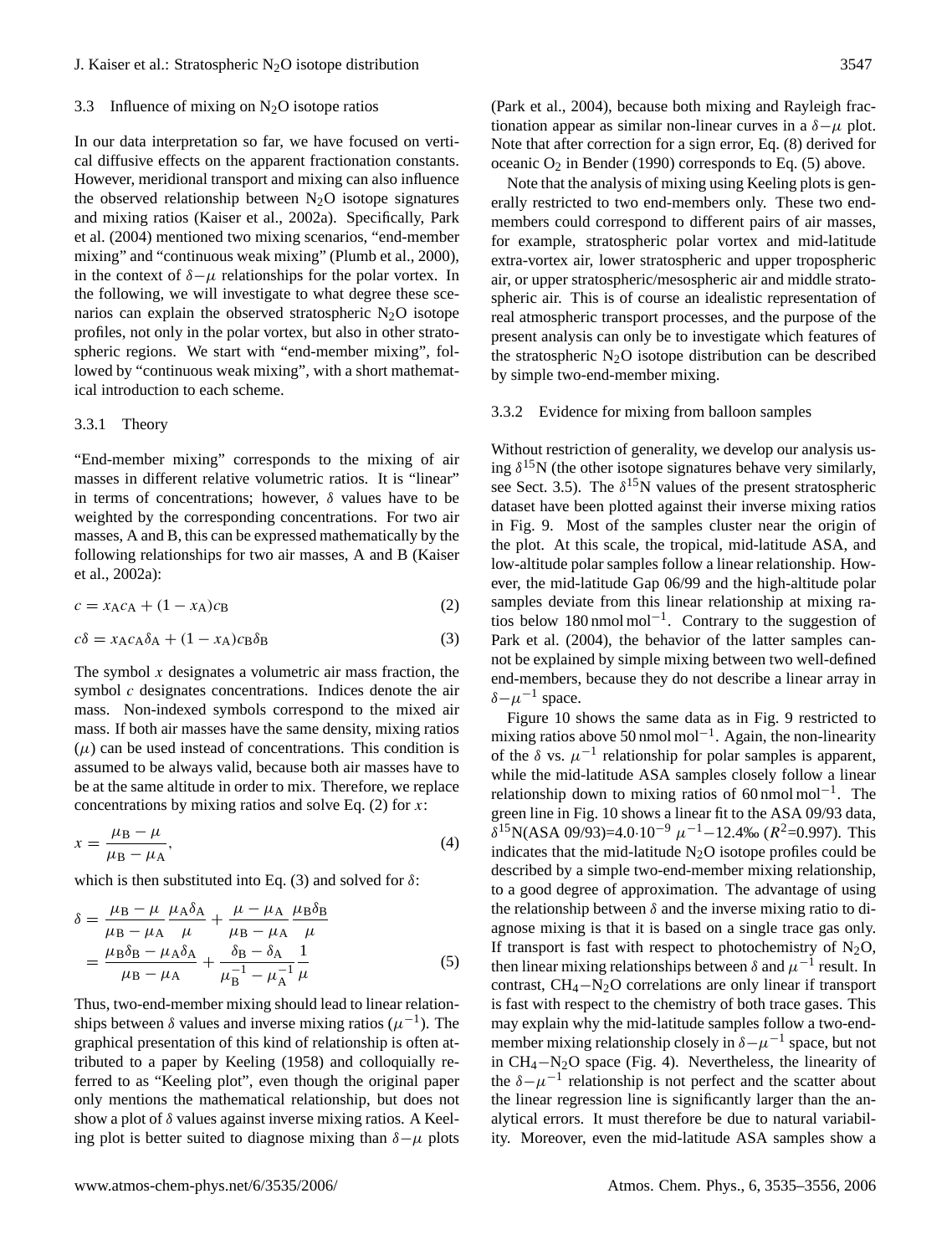### 3.3 Influence of mixing on $N_2O$ isotope ratios

In our data interpretation so far, we have focused on vertical diffusive effects on the apparent fractionation constants. However, meridional transport and mixing can also influence the observed relationship between $N_2O$ isotope signatures and mixing ratios (Kaiser et al., 2002a). Specifically, Park et al. (2004) mentioned two mixing scenarios, "end-member mixing" and "continuous weak mixing" (Plumb et al., 2000), in the context of $\delta-\mu$ relationships for the polar vortex. In the following, we will investigate to what degree these scenarios can explain the observed stratospheric $N_2O$ isotope profiles, not only in the polar vortex, but also in other stratospheric regions. We start with "end-member mixing", followed by "continuous weak mixing", with a short mathematical introduction to each scheme.

#### 3.3.1 Theory

"End-member mixing" corresponds to the mixing of air masses in different relative volumetric ratios. It is "linear" in terms of concentrations; however, $\delta$ values have to be weighted by the corresponding concentrations. For two air masses, A and B, this can be expressed mathematically by the following relationships for two air masses, A and B (Kaiser et al., 2002a):

$$c = x_A c_A + (1 - x_A) c_B \tag{2}$$

$$c\delta = x_A c_A \delta_A + (1 - x_A) c_B \delta_B \tag{3}$$

The symbol $x$ designates a volumetric air mass fraction, the symbol $c$ designates concentrations. Indices denote the air mass. Non-indexed symbols correspond to the mixed air mass. If both air masses have the same density, mixing ratios ($\mu$) can be used instead of concentrations. This condition is assumed to be always valid, because both air masses have to be at the same altitude in order to mix. Therefore, we replace concentrations by mixing ratios and solve Eq. (2) for $x$:

$$x = \frac{\mu_B - \mu}{\mu_B - \mu_A}, \tag{4}$$

which is then substituted into Eq. (3) and solved for $\delta$:

$$\begin{aligned}\delta &= \frac{\mu_B - \mu}{\mu_B - \mu_A}\frac{\mu_A \delta_A}{\mu} + \frac{\mu - \mu_A}{\mu_B - \mu_A}\frac{\mu_B \delta_B}{\mu} \\ &= \frac{\mu_B \delta_B - \mu_A \delta_A}{\mu_B - \mu_A} + \frac{\delta_B - \delta_A}{\mu_B^{-1} - \mu_A^{-1}}\frac{1}{\mu}\end{aligned} \tag{5}$$

Thus, two-end-member mixing should lead to linear relationships between $\delta$ values and inverse mixing ratios ($\mu^{-1}$). The graphical presentation of this kind of relationship is often attributed to a paper by Keeling (1958) and colloquially referred to as "Keeling plot", even though the original paper only mentions the mathematical relationship, but does not show a plot of $\delta$ values against inverse mixing ratios. A Keeling plot is better suited to diagnose mixing than $\delta-\mu$ plots (Park et al., 2004), because both mixing and Rayleigh fractionation appear as similar non-linear curves in a $\delta-\mu$ plot. Note that after correction for a sign error, Eq. (8) derived for oceanic $O_2$ in Bender (1990) corresponds to Eq. (5) above.

Note that the analysis of mixing using Keeling plots is generally restricted to two end-members only. These two end-members could correspond to different pairs of air masses, for example, stratospheric polar vortex and mid-latitude extra-vortex air, lower stratospheric and upper tropospheric air, or upper stratospheric/mesospheric air and middle stratospheric air. This is of course an idealistic representation of real atmospheric transport processes, and the purpose of the present analysis can only be to investigate which features of the stratospheric $N_2O$ isotope distribution can be described by simple two-end-member mixing.

#### 3.3.2 Evidence for mixing from balloon samples

Without restriction of generality, we develop our analysis using $\delta^{15}N$ (the other isotope signatures behave very similarly, see Sect. 3.5). The $\delta^{15}N$ values of the present stratospheric dataset have been plotted against their inverse mixing ratios in Fig. 9. Most of the samples cluster near the origin of the plot. At this scale, the tropical, mid-latitude ASA, and low-altitude polar samples follow a linear relationship. However, the mid-latitude Gap 06/99 and the high-altitude polar samples deviate from this linear relationship at mixing ratios below 180 nmol mol$^{-1}$. Contrary to the suggestion of Park et al. (2004), the behavior of the latter samples cannot be explained by simple mixing between two well-defined end-members, because they do not describe a linear array in $\delta-\mu^{-1}$ space.

Figure 10 shows the same data as in Fig. 9 restricted to mixing ratios above 50 nmol mol$^{-1}$. Again, the non-linearity of the $\delta$ vs. $\mu^{-1}$ relationship for polar samples is apparent, while the mid-latitude ASA samples closely follow a linear relationship down to mixing ratios of 60 nmol mol$^{-1}$. The green line in Fig. 10 shows a linear fit to the ASA 09/93 data, $\delta^{15}$N(ASA 09/93)=$4.0 \cdot 10^{-9}$ $\mu^{-1}$−12.4‰ ($R^2$=0.997). This indicates that the mid-latitude $N_2O$ isotope profiles could be described by a simple two-end-member mixing relationship, to a good degree of approximation. The advantage of using the relationship between $\delta$ and the inverse mixing ratio to diagnose mixing is that it is based on a single trace gas only. If transport is fast with respect to photochemistry of $N_2O$, then linear mixing relationships between $\delta$ and $\mu^{-1}$ result. In contrast, $CH_4-N_2O$ correlations are only linear if transport is fast with respect to the chemistry of both trace gases. This may explain why the mid-latitude samples follow a two-end-member mixing relationship closely in $\delta-\mu^{-1}$ space, but not in $CH_4-N_2O$ space (Fig. 4). Nevertheless, the linearity of the $\delta-\mu^{-1}$ relationship is not perfect and the scatter about the linear regression line is significantly larger than the analytical errors. It must therefore be due to natural variability. Moreover, even the mid-latitude ASA samples show a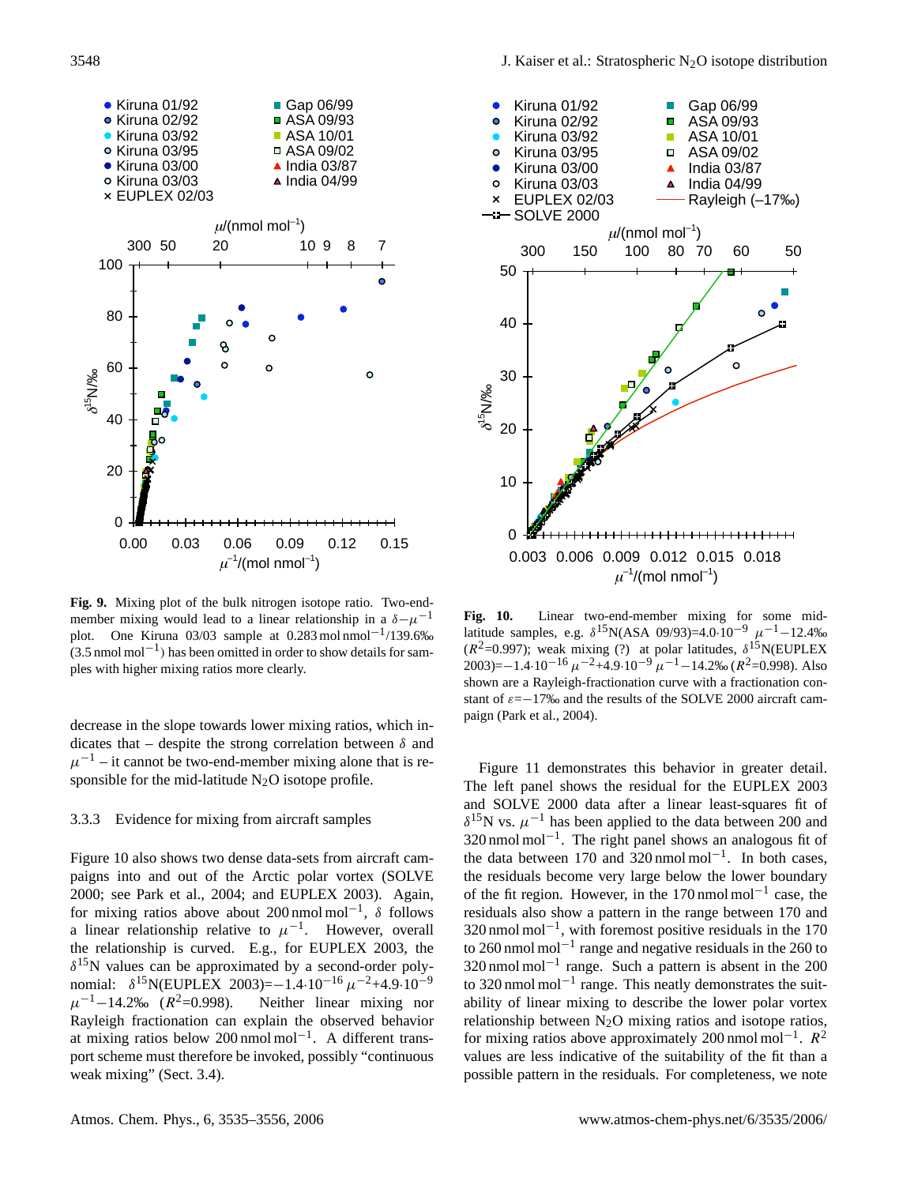**Fig. 9.** Mixing plot of the bulk nitrogen isotope ratio. Two-end-member mixing would lead to a linear relationship in a $\delta$–$\mu^{-1}$ plot. One Kiruna 03/03 sample at 0.283 mol nmol$^{-1}$/139.6‰ (3.5 nmol mol$^{-1}$) has been omitted in order to show details for samples with higher mixing ratios more clearly.

**Fig. 10.** Linear two-end-member mixing for some mid-latitude samples, e.g. $\delta^{15}$N(ASA 09/93)=4.0·10$^{-9}$ $\mu^{-1}$−12.4‰ ($R^2$=0.997); weak mixing (?) at polar latitudes, $\delta^{15}$N(EUPLEX 2003)=−1.4·10$^{-16}$ $\mu^{-2}$+4.9·10$^{-9}$ $\mu^{-1}$−14.2‰ ($R^2$=0.998). Also shown are a Rayleigh-fractionation curve with a fractionation constant of $\varepsilon$=−17‰ and the results of the SOLVE 2000 aircraft campaign (Park et al., 2004).

decrease in the slope towards lower mixing ratios, which indicates that – despite the strong correlation between $\delta$ and $\mu^{-1}$ – it cannot be two-end-member mixing alone that is responsible for the mid-latitude $N_2O$ isotope profile.

#### 3.3.3 Evidence for mixing from aircraft samples

Figure 10 also shows two dense data-sets from aircraft campaigns into and out of the Arctic polar vortex (SOLVE 2000; see Park et al., 2004; and EUPLEX 2003). Again, for mixing ratios above about 200 nmol mol$^{-1}$, $\delta$ follows a linear relationship relative to $\mu^{-1}$. However, overall the relationship is curved. E.g., for EUPLEX 2003, the $\delta^{15}$N values can be approximated by a second-order polynomial: $\delta^{15}$N(EUPLEX 2003)=−1.4·10$^{-16}$ $\mu^{-2}$+4.9·10$^{-9}$ $\mu^{-1}$−14.2‰ ($R^2$=0.998). Neither linear mixing nor Rayleigh fractionation can explain the observed behavior at mixing ratios below 200 nmol mol$^{-1}$. A different transport scheme must therefore be invoked, possibly "continuous weak mixing" (Sect. 3.4).

Figure 11 demonstrates this behavior in greater detail. The left panel shows the residual for the EUPLEX 2003 and SOLVE 2000 data after a linear least-squares fit of $\delta^{15}$N vs. $\mu^{-1}$ has been applied to the data between 200 and 320 nmol mol$^{-1}$. The right panel shows an analogous fit of the data between 170 and 320 nmol mol$^{-1}$. In both cases, the residuals become very large below the lower boundary of the fit region. However, in the 170 nmol mol$^{-1}$ case, the residuals also show a pattern in the range between 170 and 320 nmol mol$^{-1}$, with foremost positive residuals in the 170 to 260 nmol mol$^{-1}$ range and negative residuals in the 260 to 320 nmol mol$^{-1}$ range. Such a pattern is absent in the 200 to 320 nmol mol$^{-1}$ range. This neatly demonstrates the suitability of linear mixing to describe the lower polar vortex relationship between $N_2O$ mixing ratios and isotope ratios, for mixing ratios above approximately 200 nmol mol$^{-1}$. $R^2$ values are less indicative of the suitability of the fit than a possible pattern in the residuals. For completeness, we note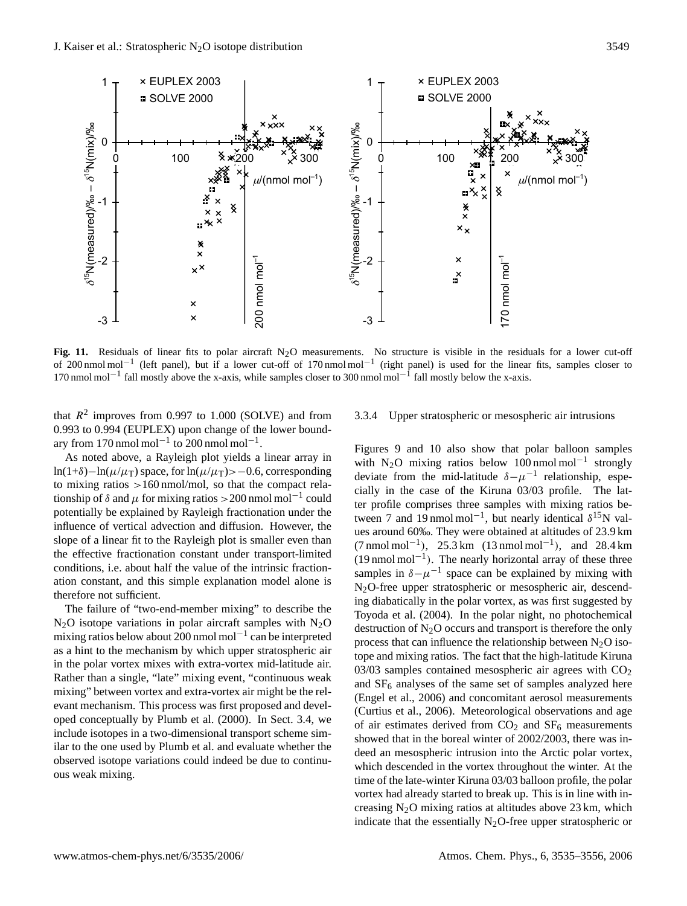**Fig. 11.** Residuals of linear fits to polar aircraft $N_2O$ measurements. No structure is visible in the residuals for a lower cut-off of 200 nmol mol$^{-1}$ (left panel), but if a lower cut-off of 170 nmol mol$^{-1}$ (right panel) is used for the linear fits, samples closer to 170 nmol mol$^{-1}$ fall mostly above the x-axis, while samples closer to 300 nmol mol$^{-1}$ fall mostly below the x-axis.

that $R^2$ improves from 0.997 to 1.000 (SOLVE) and from 0.993 to 0.994 (EUPLEX) upon change of the lower boundary from 170 nmol mol$^{-1}$ to 200 nmol mol$^{-1}$.

As noted above, a Rayleigh plot yields a linear array in $\ln(1+\delta)-\ln(\mu/\mu_T)$ space, for $\ln(\mu/\mu_T)>-0.6$, corresponding to mixing ratios >160 nmol/mol, so that the compact relationship of $\delta$ and $\mu$ for mixing ratios >200 nmol mol$^{-1}$ could potentially be explained by Rayleigh fractionation under the influence of vertical advection and diffusion. However, the slope of a linear fit to the Rayleigh plot is smaller even than the effective fractionation constant under transport-limited conditions, i.e. about half the value of the intrinsic fractionation constant, and this simple explanation model alone is therefore not sufficient.

The failure of "two-end-member mixing" to describe the $N_2O$ isotope variations in polar aircraft samples with $N_2O$ mixing ratios below about 200 nmol mol$^{-1}$ can be interpreted as a hint to the mechanism by which upper stratospheric air in the polar vortex mixes with extra-vortex mid-latitude air. Rather than a single, "late" mixing event, "continuous weak mixing" between vortex and extra-vortex air might be the relevant mechanism. This process was first proposed and developed conceptually by Plumb et al. (2000). In Sect. 3.4, we include isotopes in a two-dimensional transport scheme similar to the one used by Plumb et al. and evaluate whether the observed isotope variations could indeed be due to continuous weak mixing.

#### 3.3.4 Upper stratospheric or mesospheric air intrusions

Figures 9 and 10 also show that polar balloon samples with $N_2O$ mixing ratios below 100 nmol mol$^{-1}$ strongly deviate from the mid-latitude $\delta-\mu^{-1}$ relationship, especially in the case of the Kiruna 03/03 profile. The latter profile comprises three samples with mixing ratios between 7 and 19 nmol mol$^{-1}$, but nearly identical $\delta^{15}N$ values around 60‰. They were obtained at altitudes of 23.9 km (7 nmol mol$^{-1}$), 25.3 km (13 nmol mol$^{-1}$), and 28.4 km (19 nmol mol$^{-1}$). The nearly horizontal array of these three samples in $\delta-\mu^{-1}$ space can be explained by mixing with $N_2O$-free upper stratospheric or mesospheric air, descending diabatically in the polar vortex, as was first suggested by Toyoda et al. (2004). In the polar night, no photochemical destruction of $N_2O$ occurs and transport is therefore the only process that can influence the relationship between $N_2O$ isotope and mixing ratios. The fact that the high-latitude Kiruna 03/03 samples contained mesospheric air agrees with $CO_2$ and $SF_6$ analyses of the same set of samples analyzed here (Engel et al., 2006) and concomitant aerosol measurements (Curtius et al., 2006). Meteorological observations and age of air estimates derived from $CO_2$ and $SF_6$ measurements showed that in the boreal winter of 2002/2003, there was indeed an mesospheric intrusion into the Arctic polar vortex, which descended in the vortex throughout the winter. At the time of the late-winter Kiruna 03/03 balloon profile, the polar vortex had already started to break up. This is in line with increasing $N_2O$ mixing ratios at altitudes above 23 km, which indicate that the essentially $N_2O$-free upper stratospheric or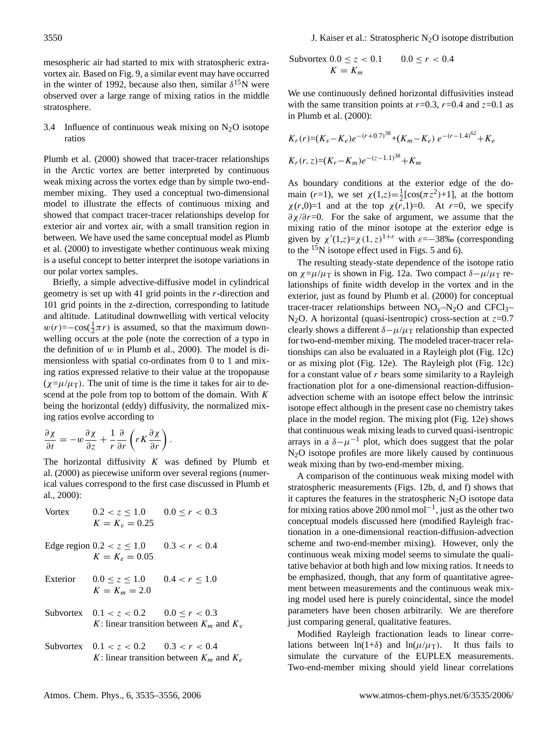mesospheric air had started to mix with stratospheric extra-vortex air. Based on Fig. 9, a similar event may have occurred in the winter of 1992, because also then, similar $\delta^{15}$N were observed over a large range of mixing ratios in the middle stratosphere.

### 3.4 Influence of continuous weak mixing on $N_2O$ isotope ratios

Plumb et al. (2000) showed that tracer-tracer relationships in the Arctic vortex are better interpreted by continuous weak mixing across the vortex edge than by simple two-end-member mixing. They used a conceptual two-dimensional model to illustrate the effects of continuous mixing and showed that compact tracer-tracer relationships develop for exterior air and vortex air, with a small transition region in between. We have used the same conceptual model as Plumb et al. (2000) to investigate whether continuous weak mixing is a useful concept to better interpret the isotope variations in our polar vortex samples.

Briefly, a simple advective-diffusive model in cylindrical geometry is set up with 41 grid points in the $r$-direction and 101 grid points in the z-direction, corresponding to latitude and altitude. Latitudinal downwelling with vertical velocity $w(r)=-\cos(\frac{1}{2}\pi r)$ is assumed, so that the maximum downwelling occurs at the pole (note the correction of a typo in the definition of $w$ in Plumb et al., 2000). The model is dimensionless with spatial co-ordinates from 0 to 1 and mixing ratios expressed relative to their value at the tropopause ($\chi=\mu/\mu_T$). The unit of time is the time it takes for air to descend at the pole from top to bottom of the domain. With $K$ being the horizontal (eddy) diffusivity, the normalized mixing ratios evolve according to

$$\frac{\partial \chi}{\partial t} = -w\frac{\partial \chi}{\partial z} + \frac{1}{r}\frac{\partial}{\partial r}\left(rK\frac{\partial \chi}{\partial r}\right).$$

The horizontal diffusivity $K$ was defined by Plumb et al. (2000) as piecewise uniform over several regions (numerical values correspond to the first case discussed in Plumb et al., 2000):

Vortex $0.2 < z \leq 1.0$ $0.0 \leq r < 0.3$
$K = K_v = 0.25$

Edge region $0.2 < z \leq 1.0$ $0.3 < r < 0.4$
$K = K_e = 0.05$

Exterior $0.0 \leq z \leq 1.0$ $0.4 < r \leq 1.0$
$K = K_m = 2.0$

Subvortex $0.1 < z < 0.2$ $0.0 \leq r < 0.3$
$K$: linear transition between $K_m$ and $K_v$

Subvortex $0.1 < z < 0.2$ $0.3 < r < 0.4$
$K$: linear transition between $K_m$ and $K_e$

Subvortex $0.0 \leq z < 0.1$ $0.0 \leq r < 0.4$
$K = K_m$

We use continuously defined horizontal diffusivities instead with the same transition points at $r$=0.3, $r$=0.4 and $z$=0.1 as in Plumb et al. (2000):

$$K_r(r)=(K_v-K_e)e^{-(r+0.7)^{38}}+(K_m-K_e)\,e^{-(r-1.4)^{62}}+K_e$$

$$K_r(r,z)=(K_r-K_m)e^{-(z-1.1)^{38}}+K_m$$

As boundary conditions at the exterior edge of the domain ($r$=1), we set $\chi(1,z)=\frac{1}{2}[\cos(\pi z^2)+1]$, at the bottom $\chi(r,0)$=1 and at the top $\chi(r,1)$=0. At $r$=0, we specify $\partial\chi/\partial r$=0. For the sake of argument, we assume that the mixing ratio of the minor isotope at the exterior edge is given by $\chi'(1,z)=\chi(1,z)^{1+\varepsilon}$ with $\varepsilon=-38$‰ (corresponding to the $^{15}$N isotope effect used in Figs. 5 and 6).

The resulting steady-state dependence of the isotope ratio on $\chi=\mu/\mu_T$ is shown in Fig. 12a. Two compact $\delta-\mu/\mu_T$ relationships of finite width develop in the vortex and in the exterior, just as found by Plumb et al. (2000) for conceptual tracer-tracer relationships between $NO_y$–$N_2O$ and $CFCl_3$–$N_2O$. A horizontal (quasi-isentropic) cross-section at $z$=0.7 clearly shows a different $\delta-\mu/\mu_T$ relationship than expected for two-end-member mixing. The modeled tracer-tracer relationships can also be evaluated in a Rayleigh plot (Fig. 12c) or as mixing plot (Fig. 12e). The Rayleigh plot (Fig. 12c) for a constant value of $r$ bears some similarity to a Rayleigh fractionation plot for a one-dimensional reaction-diffusion-advection scheme with an isotope effect below the intrinsic isotope effect although in the present case no chemistry takes place in the model region. The mixing plot (Fig. 12e) shows that continuous weak mixing leads to curved quasi-isentropic arrays in a $\delta-\mu^{-1}$ plot, which does suggest that the polar $N_2O$ isotope profiles are more likely caused by continuous weak mixing than by two-end-member mixing.

A comparison of the continuous weak mixing model with stratospheric measurements (Figs. 12b, d, and f) shows that it captures the features in the stratospheric $N_2O$ isotope data for mixing ratios above 200 nmol mol$^{-1}$, just as the other two conceptual models discussed here (modified Rayleigh fractionation in a one-dimensional reaction-diffusion-advection scheme and two-end-member mixing). However, only the continuous weak mixing model seems to simulate the qualitative behavior at both high and low mixing ratios. It needs to be emphasized, though, that any form of quantitative agreement between measurements and the continuous weak mixing model used here is purely coincidental, since the model parameters have been chosen arbitrarily. We are therefore just comparing general, qualitative features.

Modified Rayleigh fractionation leads to linear correlations between $\ln(1+\delta)$ and $\ln(\mu/\mu_T)$. It thus fails to simulate the curvature of the EUPLEX measurements. Two-end-member mixing should yield linear correlations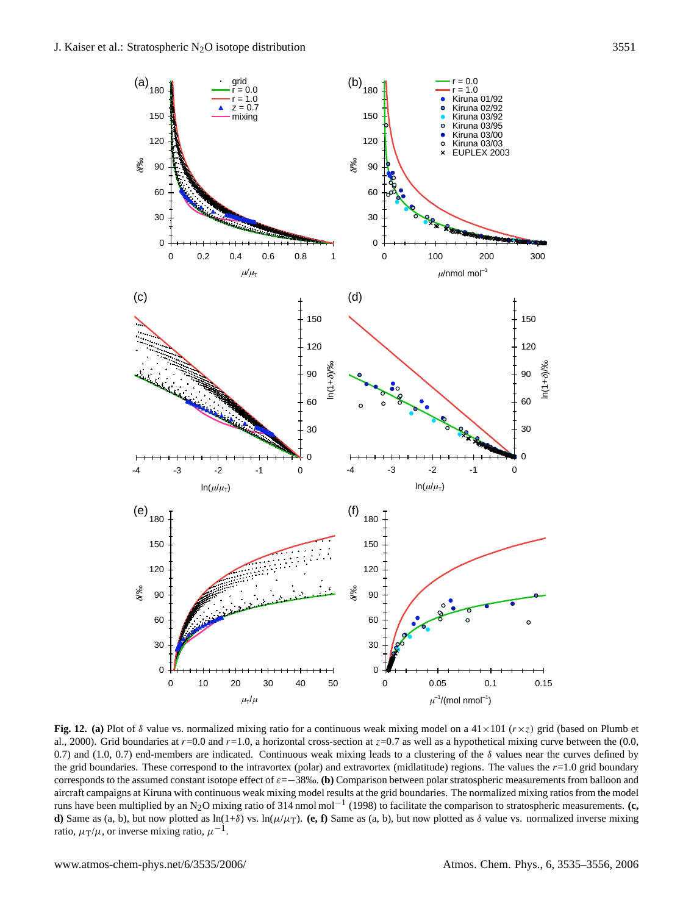**Fig. 12.** **(a)** Plot of $\delta$ value vs. normalized mixing ratio for a continuous weak mixing model on a $41\times101$ ($r\times z$) grid (based on Plumb et al., 2000). Grid boundaries at $r$=0.0 and $r$=1.0, a horizontal cross-section at $z$=0.7 as well as a hypothetical mixing curve between the (0.0, 0.7) and (1.0, 0.7) end-members are indicated. Continuous weak mixing leads to a clustering of the $\delta$ values near the curves defined by the grid boundaries. These correspond to the intravortex (polar) and extravortex (midlatitude) regions. The values the $r$=1.0 grid boundary corresponds to the assumed constant isotope effect of $\varepsilon$=−38‰. **(b)** Comparison between polar stratospheric measurements from balloon and aircraft campaigns at Kiruna with continuous weak mixing model results at the grid boundaries. The normalized mixing ratios from the model runs have been multiplied by an $N_2O$ mixing ratio of 314 nmol mol$^{-1}$ (1998) to facilitate the comparison to stratospheric measurements. **(c, d)** Same as (a, b), but now plotted as $\ln(1+\delta)$ vs. $\ln(\mu/\mu_T)$. **(e, f)** Same as (a, b), but now plotted as $\delta$ value vs. normalized inverse mixing ratio, $\mu_T/\mu$, or inverse mixing ratio, $\mu^{-1}$.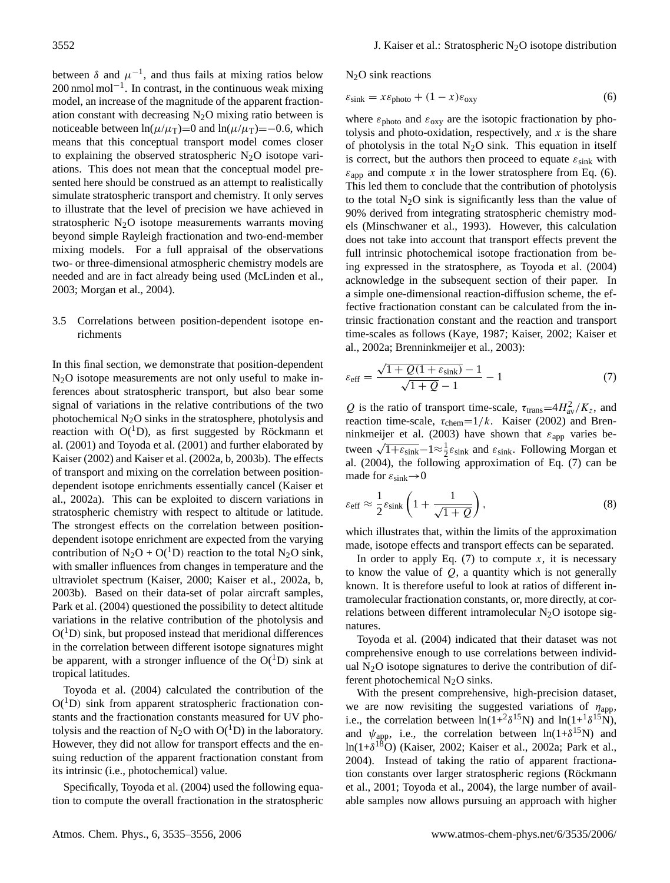between $\delta$ and $\mu^{-1}$, and thus fails at mixing ratios below 200 nmol mol$^{-1}$. In contrast, in the continuous weak mixing model, an increase of the magnitude of the apparent fractionation constant with decreasing $N_2O$ mixing ratio between is noticeable between $\ln(\mu/\mu_T)$=0 and $\ln(\mu/\mu_T)$=−0.6, which means that this conceptual transport model comes closer to explaining the observed stratospheric $N_2O$ isotope variations. This does not mean that the conceptual model presented here should be construed as an attempt to realistically simulate stratospheric transport and chemistry. It only serves to illustrate that the level of precision we have achieved in stratospheric $N_2O$ isotope measurements warrants moving beyond simple Rayleigh fractionation and two-end-member mixing models. For a full appraisal of the observations two- or three-dimensional atmospheric chemistry models are needed and are in fact already being used (McLinden et al., 2003; Morgan et al., 2004).

### 3.5 Correlations between position-dependent isotope enrichments

In this final section, we demonstrate that position-dependent $N_2O$ isotope measurements are not only useful to make inferences about stratospheric transport, but also bear some signal of variations in the relative contributions of the two photochemical $N_2O$ sinks in the stratosphere, photolysis and reaction with $O(^1D)$, as first suggested by Röckmann et al. (2001) and Toyoda et al. (2001) and further elaborated by Kaiser (2002) and Kaiser et al. (2002a, b, 2003b). The effects of transport and mixing on the correlation between position-dependent isotope enrichments essentially cancel (Kaiser et al., 2002a). This can be exploited to discern variations in stratospheric chemistry with respect to altitude or latitude. The strongest effects on the correlation between position-dependent isotope enrichment are expected from the varying contribution of $N_2O$ + $O(^1D)$ reaction to the total $N_2O$ sink, with smaller influences from changes in temperature and the ultraviolet spectrum (Kaiser, 2000; Kaiser et al., 2002a, b, 2003b). Based on their data-set of polar aircraft samples, Park et al. (2004) questioned the possibility to detect altitude variations in the relative contribution of the photolysis and $O(^1D)$ sink, but proposed instead that meridional differences in the correlation between different isotope signatures might be apparent, with a stronger influence of the $O(^1D)$ sink at tropical latitudes.

Toyoda et al. (2004) calculated the contribution of the $O(^1D)$ sink from apparent stratospheric fractionation constants and the fractionation constants measured for UV photolysis and the reaction of $N_2O$ with $O(^1D)$ in the laboratory. However, they did not allow for transport effects and the ensuing reduction of the apparent fractionation constant from its intrinsic (i.e., photochemical) value.

Specifically, Toyoda et al. (2004) used the following equation to compute the overall fractionation in the stratospheric $N_2O$ sink reactions

$$\varepsilon_{\text{sink}} = x\varepsilon_{\text{photo}} + (1-x)\varepsilon_{\text{oxy}} \tag{6}$$

where $\varepsilon_{\text{photo}}$ and $\varepsilon_{\text{oxy}}$ are the isotopic fractionation by photolysis and photo-oxidation, respectively, and $x$ is the share of photolysis in the total $N_2O$ sink. This equation in itself is correct, but the authors then proceed to equate $\varepsilon_{\text{sink}}$ with $\varepsilon_{\text{app}}$ and compute $x$ in the lower stratosphere from Eq. (6). This led them to conclude that the contribution of photolysis to the total $N_2O$ sink is significantly less than the value of 90% derived from integrating stratospheric chemistry models (Minschwaner et al., 1993). However, this calculation does not take into account that transport effects prevent the full intrinsic photochemical isotope fractionation from being expressed in the stratosphere, as Toyoda et al. (2004) acknowledge in the subsequent section of their paper. In a simple one-dimensional reaction-diffusion scheme, the effective fractionation constant can be calculated from the intrinsic fractionation constant and the reaction and transport time-scales as follows (Kaye, 1987; Kaiser, 2002; Kaiser et al., 2002a; Brenninkmeijer et al., 2003):

$$\varepsilon_{\text{eff}} = \frac{\sqrt{1+Q(1+\varepsilon_{\text{sink}})}-1}{\sqrt{1+Q}-1} - 1 \tag{7}$$

$Q$ is the ratio of transport time-scale, $\tau_{\text{trans}}=4H_{\text{av}}^2/K_z$, and reaction time-scale, $\tau_{\text{chem}}=1/k$. Kaiser (2002) and Brenninkmeijer et al. (2003) have shown that $\varepsilon_{\text{app}}$ varies between $\sqrt{1+\varepsilon_{\text{sink}}}-1\approx\frac{1}{2}\varepsilon_{\text{sink}}$ and $\varepsilon_{\text{sink}}$. Following Morgan et al. (2004), the following approximation of Eq. (7) can be made for $\varepsilon_{\text{sink}}\rightarrow 0$

$$\varepsilon_{\text{eff}} \approx \frac{1}{2}\varepsilon_{\text{sink}}\left(1+\frac{1}{\sqrt{1+Q}}\right), \tag{8}$$

which illustrates that, within the limits of the approximation made, isotope effects and transport effects can be separated.

In order to apply Eq. (7) to compute $x$, it is necessary to know the value of $Q$, a quantity which is not generally known. It is therefore useful to look at ratios of different intramolecular fractionation constants, or, more directly, at correlations between different intramolecular $N_2O$ isotope signatures.

Toyoda et al. (2004) indicated that their dataset was not comprehensive enough to use correlations between individual $N_2O$ isotope signatures to derive the contribution of different photochemical $N_2O$ sinks.

With the present comprehensive, high-precision dataset, we are now revisiting the suggested variations of $\eta_{\text{app}}$, i.e., the correlation between $\ln(1+{}^2\delta^{15}\text{N})$ and $\ln(1+{}^1\delta^{15}\text{N})$, and $\psi_{\text{app}}$, i.e., the correlation between $\ln(1+\delta^{15}\text{N})$ and $\ln(1+\delta^{18}\text{O})$ (Kaiser, 2002; Kaiser et al., 2002a; Park et al., 2004). Instead of taking the ratio of apparent fractionation constants over larger stratospheric regions (Röckmann et al., 2001; Toyoda et al., 2004), the large number of available samples now allows pursuing an approach with higher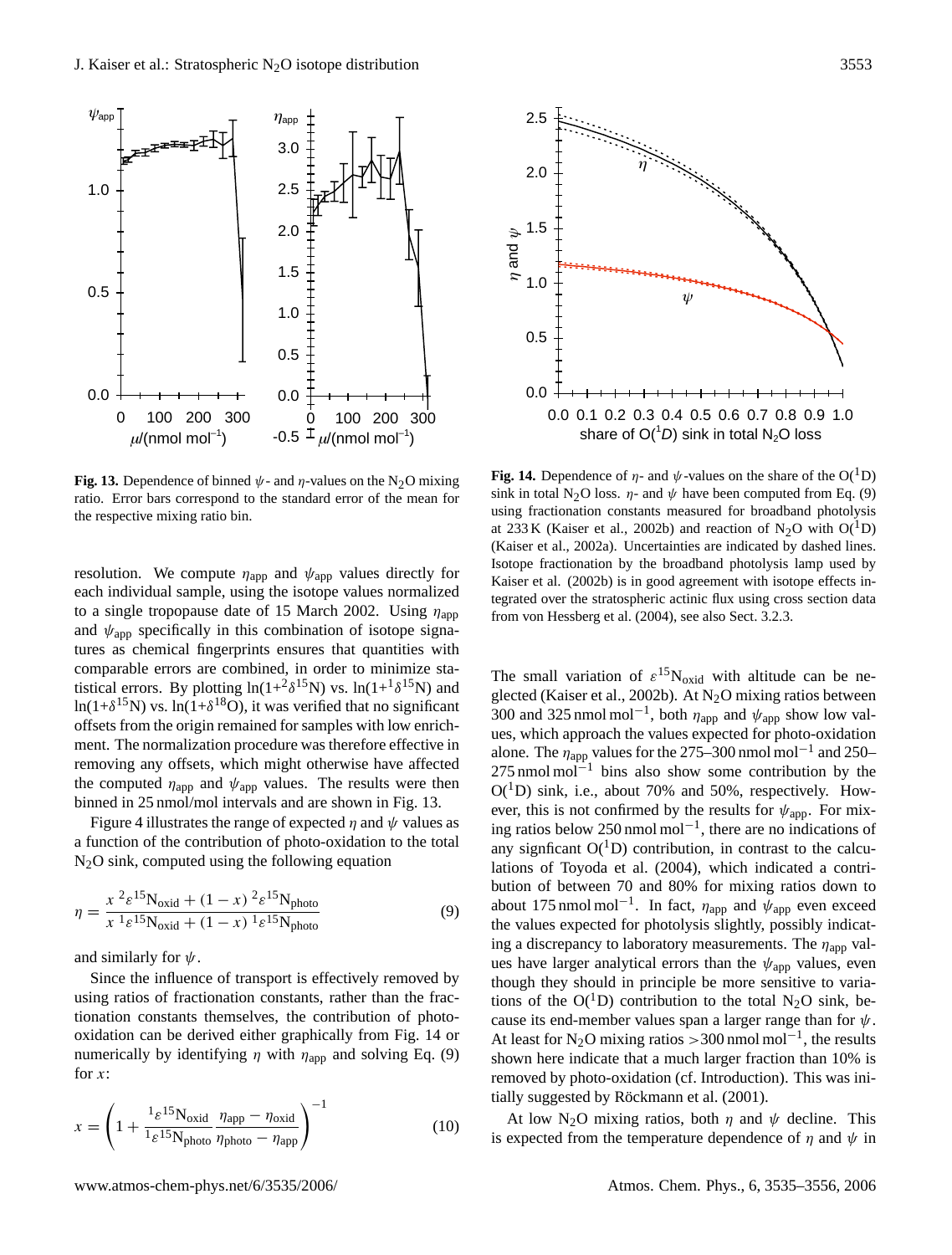**Fig. 13.** Dependence of binned $\psi$- and $\eta$-values on the $N_2O$ mixing ratio. Error bars correspond to the standard error of the mean for the respective mixing ratio bin.

**Fig. 14.** Dependence of $\eta$- and $\psi$-values on the share of the $O(^1D)$ sink in total $N_2O$ loss. $\eta$- and $\psi$ have been computed from Eq. (9) using fractionation constants measured for broadband photolysis at 233 K (Kaiser et al., 2002b) and reaction of $N_2O$ with $O(^1D)$ (Kaiser et al., 2002a). Uncertainties are indicated by dashed lines. Isotope fractionation by the broadband photolysis lamp used by Kaiser et al. (2002b) is in good agreement with isotope effects integrated over the stratospheric actinic flux using cross section data from von Hessberg et al. (2004), see also Sect. 3.2.3.

resolution. We compute $\eta_{app}$ and $\psi_{app}$ values directly for each individual sample, using the isotope values normalized to a single tropopause date of 15 March 2002. Using $\eta_{app}$ and $\psi_{app}$ specifically in this combination of isotope signatures as chemical fingerprints ensures that quantities with comparable errors are combined, in order to minimize statistical errors. By plotting $\ln(1+{}^2\delta^{15}N)$ vs. $\ln(1+{}^1\delta^{15}N)$ and $\ln(1+\delta^{15}N)$ vs. $\ln(1+\delta^{18}O)$, it was verified that no significant offsets from the origin remained for samples with low enrichment. The normalization procedure was therefore effective in removing any offsets, which might otherwise have affected the computed $\eta_{app}$ and $\psi_{app}$ values. The results were then binned in 25 nmol/mol intervals and are shown in Fig. 13.

Figure 4 illustrates the range of expected $\eta$ and $\psi$ values as a function of the contribution of photo-oxidation to the total $N_2O$ sink, computed using the following equation

$$\eta = \frac{x\ {}^2\varepsilon^{15}N_{oxid} + (1-x)\ {}^2\varepsilon^{15}N_{photo}}{x\ {}^1\varepsilon^{15}N_{oxid} + (1-x)\ {}^1\varepsilon^{15}N_{photo}} \tag{9}$$

and similarly for $\psi$.

Since the influence of transport is effectively removed by using ratios of fractionation constants, rather than the fractionation constants themselves, the contribution of photo-oxidation can be derived either graphically from Fig. 14 or numerically by identifying $\eta$ with $\eta_{app}$ and solving Eq. (9) for $x$:

$$x = \left(1 + \frac{{}^1\varepsilon^{15}N_{oxid}}{{}^1\varepsilon^{15}N_{photo}} \frac{\eta_{app} - \eta_{oxid}}{\eta_{photo} - \eta_{app}}\right)^{-1} \tag{10}$$

The small variation of $\varepsilon^{15}N_{oxid}$ with altitude can be neglected (Kaiser et al., 2002b). At $N_2O$ mixing ratios between 300 and 325 nmol mol$^{-1}$, both $\eta_{app}$ and $\psi_{app}$ show low values, which approach the values expected for photo-oxidation alone. The $\eta_{app}$ values for the 275–300 nmol mol$^{-1}$ and 250–275 nmol mol$^{-1}$ bins also show some contribution by the $O(^1D)$ sink, i.e., about 70% and 50%, respectively. However, this is not confirmed by the results for $\psi_{app}$. For mixing ratios below 250 nmol mol$^{-1}$, there are no indications of any signficant $O(^1D)$ contribution, in contrast to the calculations of Toyoda et al. (2004), which indicated a contribution of between 70 and 80% for mixing ratios down to about 175 nmol mol$^{-1}$. In fact, $\eta_{app}$ and $\psi_{app}$ even exceed the values expected for photolysis slightly, possibly indicating a discrepancy to laboratory measurements. The $\eta_{app}$ values have larger analytical errors than the $\psi_{app}$ values, even though they should in principle be more sensitive to variations of the $O(^1D)$ contribution to the total $N_2O$ sink, because its end-member values span a larger range than for $\psi$. At least for $N_2O$ mixing ratios >300 nmol mol$^{-1}$, the results shown here indicate that a much larger fraction than 10% is removed by photo-oxidation (cf. Introduction). This was initially suggested by Röckmann et al. (2001).

At low $N_2O$ mixing ratios, both $\eta$ and $\psi$ decline. This is expected from the temperature dependence of $\eta$ and $\psi$ in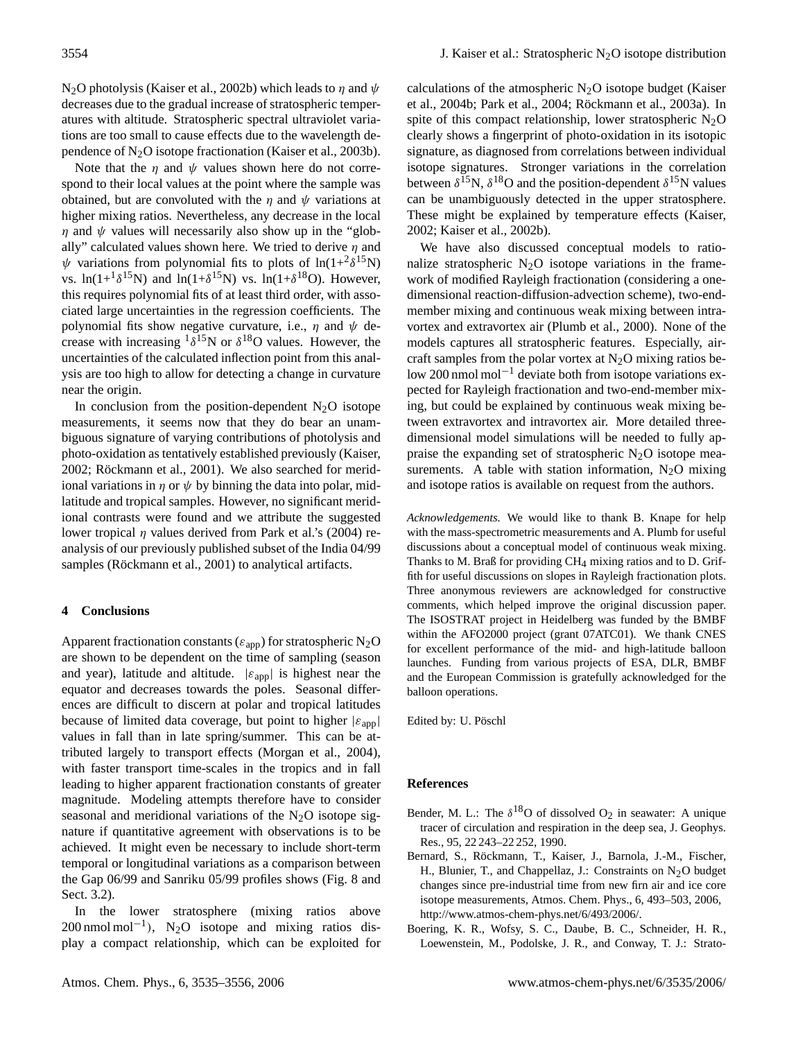$N_2O$ photolysis (Kaiser et al., 2002b) which leads to $\eta$ and $\psi$ decreases due to the gradual increase of stratospheric temperatures with altitude. Stratospheric spectral ultraviolet variations are too small to cause effects due to the wavelength dependence of $N_2O$ isotope fractionation (Kaiser et al., 2003b).

Note that the $\eta$ and $\psi$ values shown here do not correspond to their local values at the point where the sample was obtained, but are convoluted with the $\eta$ and $\psi$ variations at higher mixing ratios. Nevertheless, any decrease in the local $\eta$ and $\psi$ values will necessarily also show up in the "globally" calculated values shown here. We tried to derive $\eta$ and $\psi$ variations from polynomial fits to plots of $\ln(1+{}^2\delta^{15}N)$ vs. $\ln(1+{}^1\delta^{15}N)$ and $\ln(1+\delta^{15}N)$ vs. $\ln(1+\delta^{18}O)$. However, this requires polynomial fits of at least third order, with associated large uncertainties in the regression coefficients. The polynomial fits show negative curvature, i.e., $\eta$ and $\psi$ decrease with increasing ${}^1\delta^{15}N$ or $\delta^{18}O$ values. However, the uncertainties of the calculated inflection point from this analysis are too high to allow for detecting a change in curvature near the origin.

In conclusion from the position-dependent $N_2O$ isotope measurements, it seems now that they do bear an unambiguous signature of varying contributions of photolysis and photo-oxidation as tentatively established previously (Kaiser, 2002; Röckmann et al., 2001). We also searched for meridional variations in $\eta$ or $\psi$ by binning the data into polar, mid-latitude and tropical samples. However, no significant meridional contrasts were found and we attribute the suggested lower tropical $\eta$ values derived from Park et al.'s (2004) reanalysis of our previously published subset of the India 04/99 samples (Röckmann et al., 2001) to analytical artifacts.

## 4 Conclusions

Apparent fractionation constants ($\varepsilon_{app}$) for stratospheric $N_2O$ are shown to be dependent on the time of sampling (season and year), latitude and altitude. $|\varepsilon_{app}|$ is highest near the equator and decreases towards the poles. Seasonal differences are difficult to discern at polar and tropical latitudes because of limited data coverage, but point to higher $|\varepsilon_{app}|$ values in fall than in late spring/summer. This can be attributed largely to transport effects (Morgan et al., 2004), with faster transport time-scales in the tropics and in fall leading to higher apparent fractionation constants of greater magnitude. Modeling attempts therefore have to consider seasonal and meridional variations of the $N_2O$ isotope signature if quantitative agreement with observations is to be achieved. It might even be necessary to include short-term temporal or longitudinal variations as a comparison between the Gap 06/99 and Sanriku 05/99 profiles shows (Fig. 8 and Sect. 3.2).

In the lower stratosphere (mixing ratios above 200 nmol mol$^{-1}$), $N_2O$ isotope and mixing ratios display a compact relationship, which can be exploited for calculations of the atmospheric $N_2O$ isotope budget (Kaiser et al., 2004b; Park et al., 2004; Röckmann et al., 2003a). In spite of this compact relationship, lower stratospheric $N_2O$ clearly shows a fingerprint of photo-oxidation in its isotopic signature, as diagnosed from correlations between individual isotope signatures. Stronger variations in the correlation between $\delta^{15}N$, $\delta^{18}O$ and the position-dependent $\delta^{15}N$ values can be unambiguously detected in the upper stratosphere. These might be explained by temperature effects (Kaiser, 2002; Kaiser et al., 2002b).

We have also discussed conceptual models to rationalize stratospheric $N_2O$ isotope variations in the framework of modified Rayleigh fractionation (considering a one-dimensional reaction-diffusion-advection scheme), two-end-member mixing and continuous weak mixing between intravortex and extravortex air (Plumb et al., 2000). None of the models captures all stratospheric features. Especially, aircraft samples from the polar vortex at $N_2O$ mixing ratios below 200 nmol mol$^{-1}$ deviate both from isotope variations expected for Rayleigh fractionation and two-end-member mixing, but could be explained by continuous weak mixing between extravortex and intravortex air. More detailed three-dimensional model simulations will be needed to fully appraise the expanding set of stratospheric $N_2O$ isotope measurements. A table with station information, $N_2O$ mixing and isotope ratios is available on request from the authors.

*Acknowledgements.* We would like to thank B. Knape for help with the mass-spectrometric measurements and A. Plumb for useful discussions about a conceptual model of continuous weak mixing. Thanks to M. Braß for providing $CH_4$ mixing ratios and to D. Griffith for useful discussions on slopes in Rayleigh fractionation plots. Three anonymous reviewers are acknowledged for constructive comments, which helped improve the original discussion paper. The ISOSTRAT project in Heidelberg was funded by the BMBF within the AFO2000 project (grant 07ATC01). We thank CNES for excellent performance of the mid- and high-latitude balloon launches. Funding from various projects of ESA, DLR, BMBF and the European Commission is gratefully acknowledged for the balloon operations.

Edited by: U. Pöschl

## References

Bender, M. L.: The $\delta^{18}O$ of dissolved $O_2$ in seawater: A unique tracer of circulation and respiration in the deep sea, J. Geophys. Res., 95, 22 243–22 252, 1990.

Bernard, S., Röckmann, T., Kaiser, J., Barnola, J.-M., Fischer, H., Blunier, T., and Chappellaz, J.: Constraints on $N_2O$ budget changes since pre-industrial time from new firn air and ice core isotope measurements, Atmos. Chem. Phys., 6, 493–503, 2006, http://www.atmos-chem-phys.net/6/493/2006/.

Boering, K. R., Wofsy, S. C., Daube, B. C., Schneider, H. R., Loewenstein, M., Podolske, J. R., and Conway, T. J.: Strato-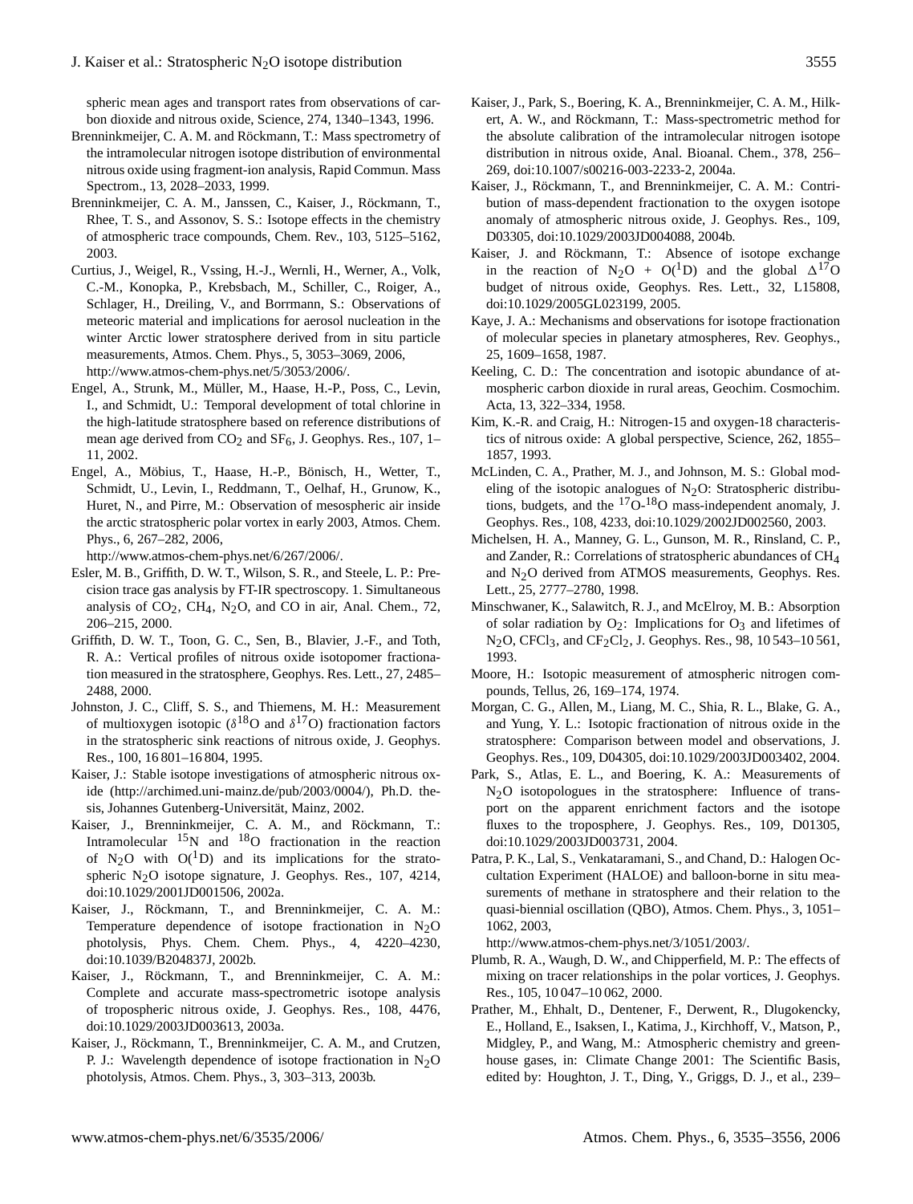spheric mean ages and transport rates from observations of carbon dioxide and nitrous oxide, Science, 274, 1340–1343, 1996.

Brenninkmeijer, C. A. M. and Röckmann, T.: Mass spectrometry of the intramolecular nitrogen isotope distribution of environmental nitrous oxide using fragment-ion analysis, Rapid Commun. Mass Spectrom., 13, 2028–2033, 1999.

Brenninkmeijer, C. A. M., Janssen, C., Kaiser, J., Röckmann, T., Rhee, T. S., and Assonov, S. S.: Isotope effects in the chemistry of atmospheric trace compounds, Chem. Rev., 103, 5125–5162, 2003.

Curtius, J., Weigel, R., Vssing, H.-J., Wernli, H., Werner, A., Volk, C.-M., Konopka, P., Krebsbach, M., Schiller, C., Roiger, A., Schlager, H., Dreiling, V., and Borrmann, S.: Observations of meteoric material and implications for aerosol nucleation in the winter Arctic lower stratosphere derived from in situ particle measurements, Atmos. Chem. Phys., 5, 3053–3069, 2006, http://www.atmos-chem-phys.net/5/3053/2006/.

Engel, A., Strunk, M., Müller, M., Haase, H.-P., Poss, C., Levin, I., and Schmidt, U.: Temporal development of total chlorine in the high-latitude stratosphere based on reference distributions of mean age derived from $CO_2$ and $SF_6$, J. Geophys. Res., 107, 1–11, 2002.

Engel, A., Möbius, T., Haase, H.-P., Bönisch, H., Wetter, T., Schmidt, U., Levin, I., Reddmann, T., Oelhaf, H., Grunow, K., Huret, N., and Pirre, M.: Observation of mesospheric air inside the arctic stratospheric polar vortex in early 2003, Atmos. Chem. Phys., 6, 267–282, 2006, http://www.atmos-chem-phys.net/6/267/2006/.

Esler, M. B., Griffith, D. W. T., Wilson, S. R., and Steele, L. P.: Precision trace gas analysis by FT-IR spectroscopy. 1. Simultaneous analysis of $CO_2$, $CH_4$, $N_2O$, and CO in air, Anal. Chem., 72, 206–215, 2000.

Griffith, D. W. T., Toon, G. C., Sen, B., Blavier, J.-F., and Toth, R. A.: Vertical profiles of nitrous oxide isotopomer fractionation measured in the stratosphere, Geophys. Res. Lett., 27, 2485–2488, 2000.

Johnston, J. C., Cliff, S. S., and Thiemens, M. H.: Measurement of multioxygen isotopic ($\delta^{18}O$ and $\delta^{17}O$) fractionation factors in the stratospheric sink reactions of nitrous oxide, J. Geophys. Res., 100, 16 801–16 804, 1995.

Kaiser, J.: Stable isotope investigations of atmospheric nitrous oxide (http://archimed.uni-mainz.de/pub/2003/0004/), Ph.D. thesis, Johannes Gutenberg-Universität, Mainz, 2002.

Kaiser, J., Brenninkmeijer, C. A. M., and Röckmann, T.: Intramolecular $^{15}N$ and $^{18}O$ fractionation in the reaction of $N_2O$ with $O(^1D)$ and its implications for the stratospheric $N_2O$ isotope signature, J. Geophys. Res., 107, 4214, doi:10.1029/2001JD001506, 2002a.

Kaiser, J., Röckmann, T., and Brenninkmeijer, C. A. M.: Temperature dependence of isotope fractionation in $N_2O$ photolysis, Phys. Chem. Chem. Phys., 4, 4220–4230, doi:10.1039/B204837J, 2002b.

Kaiser, J., Röckmann, T., and Brenninkmeijer, C. A. M.: Complete and accurate mass-spectrometric isotope analysis of tropospheric nitrous oxide, J. Geophys. Res., 108, 4476, doi:10.1029/2003JD003613, 2003a.

Kaiser, J., Röckmann, T., Brenninkmeijer, C. A. M., and Crutzen, P. J.: Wavelength dependence of isotope fractionation in $N_2O$ photolysis, Atmos. Chem. Phys., 3, 303–313, 2003b.

Kaiser, J., Park, S., Boering, K. A., Brenninkmeijer, C. A. M., Hilkert, A. W., and Röckmann, T.: Mass-spectrometric method for the absolute calibration of the intramolecular nitrogen isotope distribution in nitrous oxide, Anal. Bioanal. Chem., 378, 256–269, doi:10.1007/s00216-003-2233-2, 2004a.

Kaiser, J., Röckmann, T., and Brenninkmeijer, C. A. M.: Contribution of mass-dependent fractionation to the oxygen isotope anomaly of atmospheric nitrous oxide, J. Geophys. Res., 109, D03305, doi:10.1029/2003JD004088, 2004b.

Kaiser, J. and Röckmann, T.: Absence of isotope exchange in the reaction of $N_2O$ + $O(^1D)$ and the global $\Delta^{17}O$ budget of nitrous oxide, Geophys. Res. Lett., 32, L15808, doi:10.1029/2005GL023199, 2005.

Kaye, J. A.: Mechanisms and observations for isotope fractionation of molecular species in planetary atmospheres, Rev. Geophys., 25, 1609–1658, 1987.

Keeling, C. D.: The concentration and isotopic abundance of atmospheric carbon dioxide in rural areas, Geochim. Cosmochim. Acta, 13, 322–334, 1958.

Kim, K.-R. and Craig, H.: Nitrogen-15 and oxygen-18 characteristics of nitrous oxide: A global perspective, Science, 262, 1855–1857, 1993.

McLinden, C. A., Prather, M. J., and Johnson, M. S.: Global modeling of the isotopic analogues of $N_2O$: Stratospheric distributions, budgets, and the $^{17}O$-$^{18}O$ mass-independent anomaly, J. Geophys. Res., 108, 4233, doi:10.1029/2002JD002560, 2003.

Michelsen, H. A., Manney, G. L., Gunson, M. R., Rinsland, C. P., and Zander, R.: Correlations of stratospheric abundances of $CH_4$ and $N_2O$ derived from ATMOS measurements, Geophys. Res. Lett., 25, 2777–2780, 1998.

Minschwaner, K., Salawitch, R. J., and McElroy, M. B.: Absorption of solar radiation by $O_2$: Implications for $O_3$ and lifetimes of $N_2O$, $CFCl_3$, and $CF_2Cl_2$, J. Geophys. Res., 98, 10 543–10 561, 1993.

Moore, H.: Isotopic measurement of atmospheric nitrogen compounds, Tellus, 26, 169–174, 1974.

Morgan, C. G., Allen, M., Liang, M. C., Shia, R. L., Blake, G. A., and Yung, Y. L.: Isotopic fractionation of nitrous oxide in the stratosphere: Comparison between model and observations, J. Geophys. Res., 109, D04305, doi:10.1029/2003JD003402, 2004.

Park, S., Atlas, E. L., and Boering, K. A.: Measurements of $N_2O$ isotopologues in the stratosphere: Influence of transport on the apparent enrichment factors and the isotope fluxes to the troposphere, J. Geophys. Res., 109, D01305, doi:10.1029/2003JD003731, 2004.

Patra, P. K., Lal, S., Venkataramani, S., and Chand, D.: Halogen Occultation Experiment (HALOE) and balloon-borne in situ measurements of methane in stratosphere and their relation to the quasi-biennial oscillation (QBO), Atmos. Chem. Phys., 3, 1051–1062, 2003, http://www.atmos-chem-phys.net/3/1051/2003/.

Plumb, R. A., Waugh, D. W., and Chipperfield, M. P.: The effects of mixing on tracer relationships in the polar vortices, J. Geophys. Res., 105, 10 047–10 062, 2000.

Prather, M., Ehhalt, D., Dentener, F., Derwent, R., Dlugokencky, E., Holland, E., Isaksen, I., Katima, J., Kirchhoff, V., Matson, P., Midgley, P., and Wang, M.: Atmospheric chemistry and greenhouse gases, in: Climate Change 2001: The Scientific Basis, edited by: Houghton, J. T., Ding, Y., Griggs, D. J., et al., 239–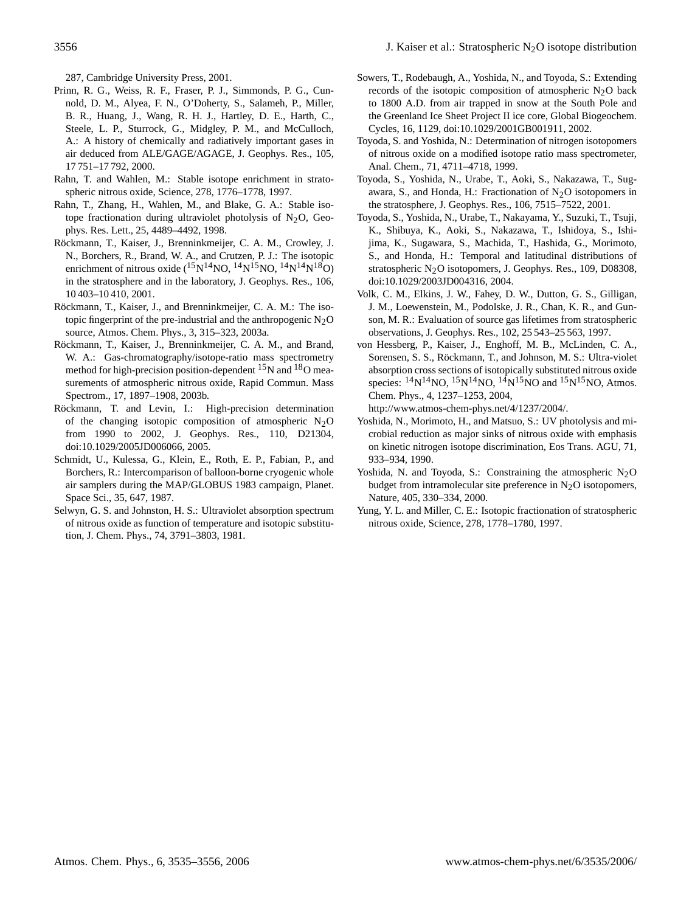287, Cambridge University Press, 2001.

Prinn, R. G., Weiss, R. F., Fraser, P. J., Simmonds, P. G., Cunnold, D. M., Alyea, F. N., O'Doherty, S., Salameh, P., Miller, B. R., Huang, J., Wang, R. H. J., Hartley, D. E., Harth, C., Steele, L. P., Sturrock, G., Midgley, P. M., and McCulloch, A.: A history of chemically and radiatively important gases in air deduced from ALE/GAGE/AGAGE, J. Geophys. Res., 105, 17 751–17 792, 2000.

Rahn, T. and Wahlen, M.: Stable isotope enrichment in stratospheric nitrous oxide, Science, 278, 1776–1778, 1997.

Rahn, T., Zhang, H., Wahlen, M., and Blake, G. A.: Stable isotope fractionation during ultraviolet photolysis of $N_2O$, Geophys. Res. Lett., 25, 4489–4492, 1998.

Röckmann, T., Kaiser, J., Brenninkmeijer, C. A. M., Crowley, J. N., Borchers, R., Brand, W. A., and Crutzen, P. J.: The isotopic enrichment of nitrous oxide ($^{15}N^{14}NO$, $^{14}N^{15}NO$, $^{14}N^{14}N^{18}O$) in the stratosphere and in the laboratory, J. Geophys. Res., 106, 10 403–10 410, 2001.

Röckmann, T., Kaiser, J., and Brenninkmeijer, C. A. M.: The isotopic fingerprint of the pre-industrial and the anthropogenic $N_2O$ source, Atmos. Chem. Phys., 3, 315–323, 2003a.

Röckmann, T., Kaiser, J., Brenninkmeijer, C. A. M., and Brand, W. A.: Gas-chromatography/isotope-ratio mass spectrometry method for high-precision position-dependent $^{15}N$ and $^{18}O$ measurements of atmospheric nitrous oxide, Rapid Commun. Mass Spectrom., 17, 1897–1908, 2003b.

Röckmann, T. and Levin, I.: High-precision determination of the changing isotopic composition of atmospheric $N_2O$ from 1990 to 2002, J. Geophys. Res., 110, D21304, doi:10.1029/2005JD006066, 2005.

Schmidt, U., Kulessa, G., Klein, E., Roth, E. P., Fabian, P., and Borchers, R.: Intercomparison of balloon-borne cryogenic whole air samplers during the MAP/GLOBUS 1983 campaign, Planet. Space Sci., 35, 647, 1987.

Selwyn, G. S. and Johnston, H. S.: Ultraviolet absorption spectrum of nitrous oxide as function of temperature and isotopic substitution, J. Chem. Phys., 74, 3791–3803, 1981.

Sowers, T., Rodebaugh, A., Yoshida, N., and Toyoda, S.: Extending records of the isotopic composition of atmospheric $N_2O$ back to 1800 A.D. from air trapped in snow at the South Pole and the Greenland Ice Sheet Project II ice core, Global Biogeochem. Cycles, 16, 1129, doi:10.1029/2001GB001911, 2002.

Toyoda, S. and Yoshida, N.: Determination of nitrogen isotopomers of nitrous oxide on a modified isotope ratio mass spectrometer, Anal. Chem., 71, 4711–4718, 1999.

Toyoda, S., Yoshida, N., Urabe, T., Aoki, S., Nakazawa, T., Sugawara, S., and Honda, H.: Fractionation of $N_2O$ isotopomers in the stratosphere, J. Geophys. Res., 106, 7515–7522, 2001.

Toyoda, S., Yoshida, N., Urabe, T., Nakayama, Y., Suzuki, T., Tsuji, K., Shibuya, K., Aoki, S., Nakazawa, T., Ishidoya, S., Ishijima, K., Sugawara, S., Machida, T., Hashida, G., Morimoto, S., and Honda, H.: Temporal and latitudinal distributions of stratospheric $N_2O$ isotopomers, J. Geophys. Res., 109, D08308, doi:10.1029/2003JD004316, 2004.

Volk, C. M., Elkins, J. W., Fahey, D. W., Dutton, G. S., Gilligan, J. M., Loewenstein, M., Podolske, J. R., Chan, K. R., and Gunson, M. R.: Evaluation of source gas lifetimes from stratospheric observations, J. Geophys. Res., 102, 25 543–25 563, 1997.

von Hessberg, P., Kaiser, J., Enghoff, M. B., McLinden, C. A., Sorensen, S. S., Röckmann, T., and Johnson, M. S.: Ultra-violet absorption cross sections of isotopically substituted nitrous oxide species: $^{14}N^{14}NO$, $^{15}N^{14}NO$, $^{14}N^{15}NO$ and $^{15}N^{15}NO$, Atmos. Chem. Phys., 4, 1237–1253, 2004, http://www.atmos-chem-phys.net/4/1237/2004/.

Yoshida, N., Morimoto, H., and Matsuo, S.: UV photolysis and microbial reduction as major sinks of nitrous oxide with emphasis on kinetic nitrogen isotope discrimination, Eos Trans. AGU, 71, 933–934, 1990.

Yoshida, N. and Toyoda, S.: Constraining the atmospheric $N_2O$ budget from intramolecular site preference in $N_2O$ isotopomers, Nature, 405, 330–334, 2000.

Yung, Y. L. and Miller, C. E.: Isotopic fractionation of stratospheric nitrous oxide, Science, 278, 1778–1780, 1997.